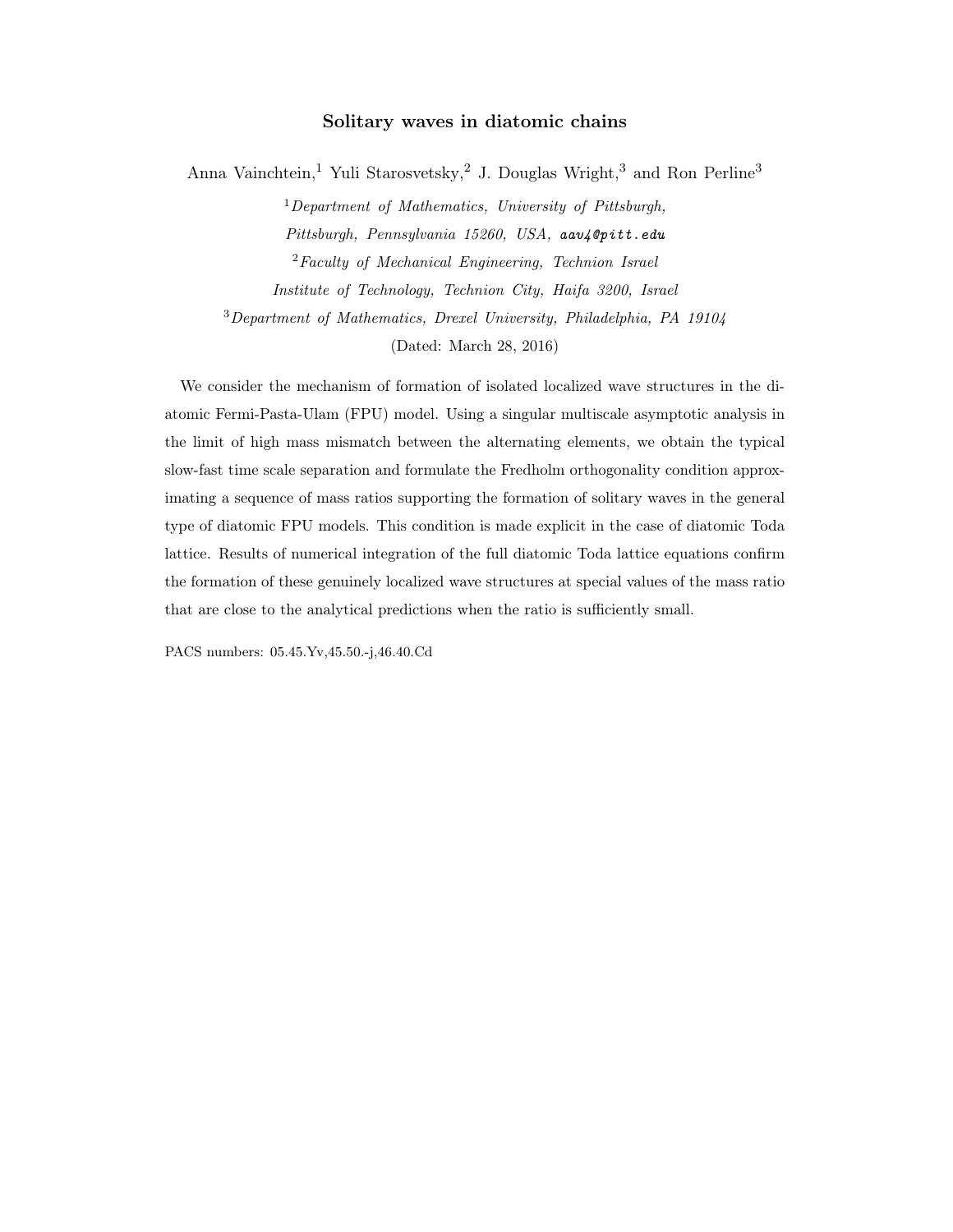# Solitary waves in diatomic chains

Anna Vainchtein,[1] Yuli Starosvetsky,[2] J. Douglas Wright,[3] and Ron Perline[3]

[1] *Department of Mathematics, University of Pittsburgh, Pittsburgh, Pennsylvania 15260, USA,* `aav4@pitt.edu`

[2] *Faculty of Mechanical Engineering, Technion Israel Institute of Technology, Technion City, Haifa 3200, Israel*

[3] *Department of Mathematics, Drexel University, Philadelphia, PA 19104*

(Dated: March 28, 2016)

We consider the mechanism of formation of isolated localized wave structures in the diatomic Fermi-Pasta-Ulam (FPU) model. Using a singular multiscale asymptotic analysis in the limit of high mass mismatch between the alternating elements, we obtain the typical slow-fast time scale separation and formulate the Fredholm orthogonality condition approximating a sequence of mass ratios supporting the formation of solitary waves in the general type of diatomic FPU models. This condition is made explicit in the case of diatomic Toda lattice. Results of numerical integration of the full diatomic Toda lattice equations confirm the formation of these genuinely localized wave structures at special values of the mass ratio that are close to the analytical predictions when the ratio is sufficiently small.

PACS numbers: 05.45.Yv,45.50.-j,46.40.Cd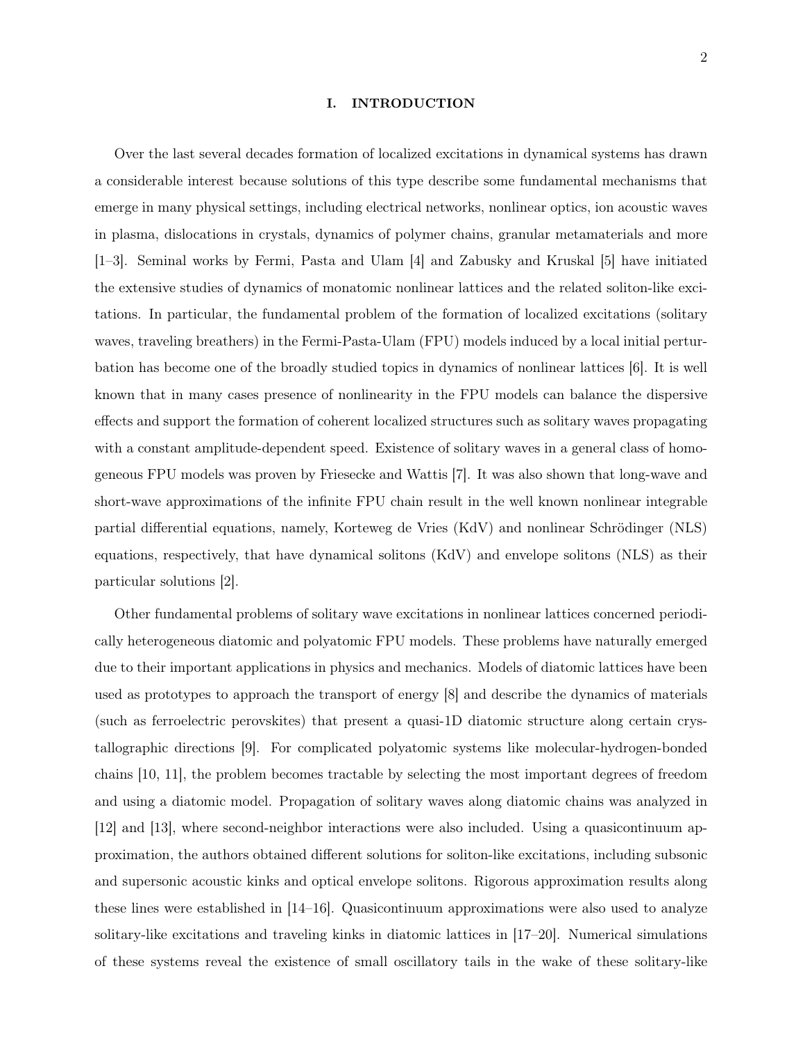## I. INTRODUCTION

Over the last several decades formation of localized excitations in dynamical systems has drawn a considerable interest because solutions of this type describe some fundamental mechanisms that emerge in many physical settings, including electrical networks, nonlinear optics, ion acoustic waves in plasma, dislocations in crystals, dynamics of polymer chains, granular metamaterials and more [1–3]. Seminal works by Fermi, Pasta and Ulam [4] and Zabusky and Kruskal [5] have initiated the extensive studies of dynamics of monatomic nonlinear lattices and the related soliton-like excitations. In particular, the fundamental problem of the formation of localized excitations (solitary waves, traveling breathers) in the Fermi-Pasta-Ulam (FPU) models induced by a local initial perturbation has become one of the broadly studied topics in dynamics of nonlinear lattices [6]. It is well known that in many cases presence of nonlinearity in the FPU models can balance the dispersive effects and support the formation of coherent localized structures such as solitary waves propagating with a constant amplitude-dependent speed. Existence of solitary waves in a general class of homogeneous FPU models was proven by Friesecke and Wattis [7]. It was also shown that long-wave and short-wave approximations of the infinite FPU chain result in the well known nonlinear integrable partial differential equations, namely, Korteweg de Vries (KdV) and nonlinear Schrödinger (NLS) equations, respectively, that have dynamical solitons (KdV) and envelope solitons (NLS) as their particular solutions [2].

Other fundamental problems of solitary wave excitations in nonlinear lattices concerned periodically heterogeneous diatomic and polyatomic FPU models. These problems have naturally emerged due to their important applications in physics and mechanics. Models of diatomic lattices have been used as prototypes to approach the transport of energy [8] and describe the dynamics of materials (such as ferroelectric perovskites) that present a quasi-1D diatomic structure along certain crystallographic directions [9]. For complicated polyatomic systems like molecular-hydrogen-bonded chains [10, 11], the problem becomes tractable by selecting the most important degrees of freedom and using a diatomic model. Propagation of solitary waves along diatomic chains was analyzed in [12] and [13], where second-neighbor interactions were also included. Using a quasicontinuum approximation, the authors obtained different solutions for soliton-like excitations, including subsonic and supersonic acoustic kinks and optical envelope solitons. Rigorous approximation results along these lines were established in [14–16]. Quasicontinuum approximations were also used to analyze solitary-like excitations and traveling kinks in diatomic lattices in [17–20]. Numerical simulations of these systems reveal the existence of small oscillatory tails in the wake of these solitary-like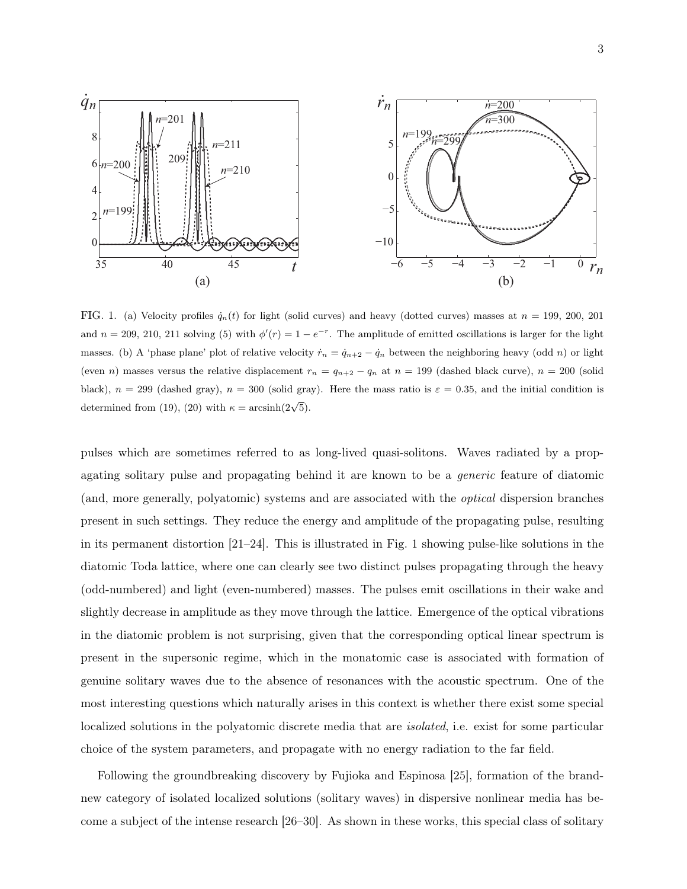FIG. 1. (a) Velocity profiles $\dot{q}_n(t)$ for light (solid curves) and heavy (dotted curves) masses at $n = 199$, 200, 201 and $n = 209$, 210, 211 solving (5) with $\phi'(r) = 1 - e^{-r}$. The amplitude of emitted oscillations is larger for the light masses. (b) A 'phase plane' plot of relative velocity $\dot{r}_n = \dot{q}_{n+2} - \dot{q}_n$ between the neighboring heavy (odd $n$) or light (even $n$) masses versus the relative displacement $r_n = q_{n+2} - q_n$ at $n = 199$ (dashed black curve), $n = 200$ (solid black), $n = 299$ (dashed gray), $n = 300$ (solid gray). Here the mass ratio is $\varepsilon = 0.35$, and the initial condition is determined from (19), (20) with $\kappa = \text{arcsinh}(2\sqrt{5})$.

pulses which are sometimes referred to as long-lived quasi-solitons. Waves radiated by a propagating solitary pulse and propagating behind it are known to be a *generic* feature of diatomic (and, more generally, polyatomic) systems and are associated with the *optical* dispersion branches present in such settings. They reduce the energy and amplitude of the propagating pulse, resulting in its permanent distortion [21–24]. This is illustrated in Fig. 1 showing pulse-like solutions in the diatomic Toda lattice, where one can clearly see two distinct pulses propagating through the heavy (odd-numbered) and light (even-numbered) masses. The pulses emit oscillations in their wake and slightly decrease in amplitude as they move through the lattice. Emergence of the optical vibrations in the diatomic problem is not surprising, given that the corresponding optical linear spectrum is present in the supersonic regime, which in the monatomic case is associated with formation of genuine solitary waves due to the absence of resonances with the acoustic spectrum. One of the most interesting questions which naturally arises in this context is whether there exist some special localized solutions in the polyatomic discrete media that are *isolated*, i.e. exist for some particular choice of the system parameters, and propagate with no energy radiation to the far field.

Following the groundbreaking discovery by Fujioka and Espinosa [25], formation of the brand-new category of isolated localized solutions (solitary waves) in dispersive nonlinear media has become a subject of the intense research [26–30]. As shown in these works, this special class of solitary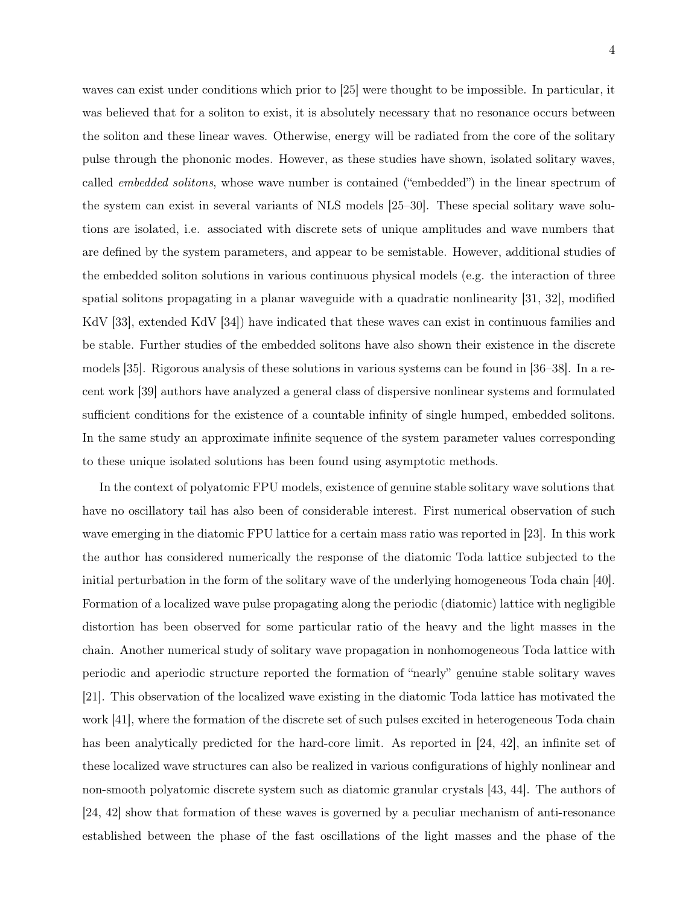waves can exist under conditions which prior to [25] were thought to be impossible. In particular, it was believed that for a soliton to exist, it is absolutely necessary that no resonance occurs between the soliton and these linear waves. Otherwise, energy will be radiated from the core of the solitary pulse through the phononic modes. However, as these studies have shown, isolated solitary waves, called *embedded solitons*, whose wave number is contained ("embedded") in the linear spectrum of the system can exist in several variants of NLS models [25–30]. These special solitary wave solutions are isolated, i.e. associated with discrete sets of unique amplitudes and wave numbers that are defined by the system parameters, and appear to be semistable. However, additional studies of the embedded soliton solutions in various continuous physical models (e.g. the interaction of three spatial solitons propagating in a planar waveguide with a quadratic nonlinearity [31, 32], modified KdV [33], extended KdV [34]) have indicated that these waves can exist in continuous families and be stable. Further studies of the embedded solitons have also shown their existence in the discrete models [35]. Rigorous analysis of these solutions in various systems can be found in [36–38]. In a recent work [39] authors have analyzed a general class of dispersive nonlinear systems and formulated sufficient conditions for the existence of a countable infinity of single humped, embedded solitons. In the same study an approximate infinite sequence of the system parameter values corresponding to these unique isolated solutions has been found using asymptotic methods.

In the context of polyatomic FPU models, existence of genuine stable solitary wave solutions that have no oscillatory tail has also been of considerable interest. First numerical observation of such wave emerging in the diatomic FPU lattice for a certain mass ratio was reported in [23]. In this work the author has considered numerically the response of the diatomic Toda lattice subjected to the initial perturbation in the form of the solitary wave of the underlying homogeneous Toda chain [40]. Formation of a localized wave pulse propagating along the periodic (diatomic) lattice with negligible distortion has been observed for some particular ratio of the heavy and the light masses in the chain. Another numerical study of solitary wave propagation in nonhomogeneous Toda lattice with periodic and aperiodic structure reported the formation of "nearly" genuine stable solitary waves [21]. This observation of the localized wave existing in the diatomic Toda lattice has motivated the work [41], where the formation of the discrete set of such pulses excited in heterogeneous Toda chain has been analytically predicted for the hard-core limit. As reported in [24, 42], an infinite set of these localized wave structures can also be realized in various configurations of highly nonlinear and non-smooth polyatomic discrete system such as diatomic granular crystals [43, 44]. The authors of [24, 42] show that formation of these waves is governed by a peculiar mechanism of anti-resonance established between the phase of the fast oscillations of the light masses and the phase of the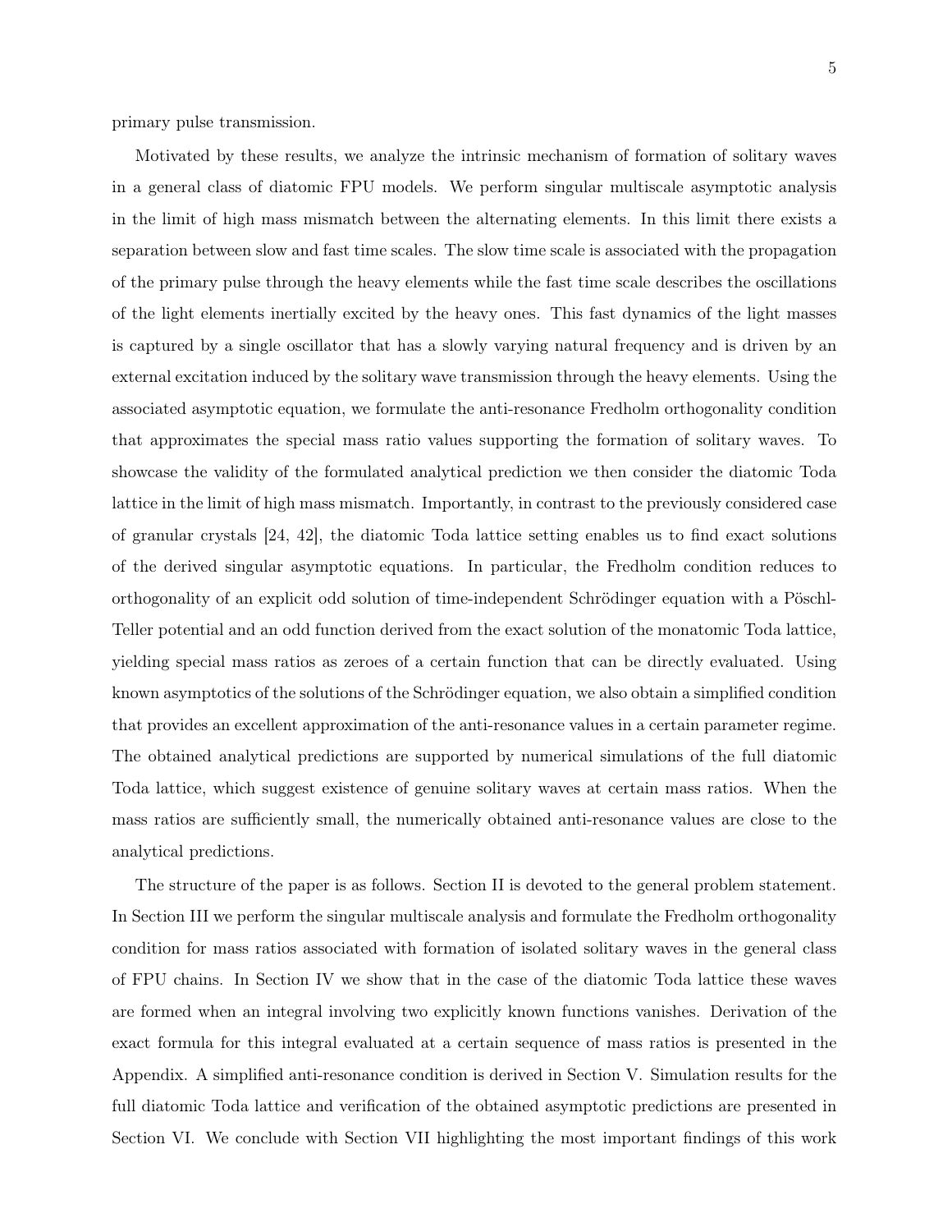primary pulse transmission.

Motivated by these results, we analyze the intrinsic mechanism of formation of solitary waves in a general class of diatomic FPU models. We perform singular multiscale asymptotic analysis in the limit of high mass mismatch between the alternating elements. In this limit there exists a separation between slow and fast time scales. The slow time scale is associated with the propagation of the primary pulse through the heavy elements while the fast time scale describes the oscillations of the light elements inertially excited by the heavy ones. This fast dynamics of the light masses is captured by a single oscillator that has a slowly varying natural frequency and is driven by an external excitation induced by the solitary wave transmission through the heavy elements. Using the associated asymptotic equation, we formulate the anti-resonance Fredholm orthogonality condition that approximates the special mass ratio values supporting the formation of solitary waves. To showcase the validity of the formulated analytical prediction we then consider the diatomic Toda lattice in the limit of high mass mismatch. Importantly, in contrast to the previously considered case of granular crystals [24, 42], the diatomic Toda lattice setting enables us to find exact solutions of the derived singular asymptotic equations. In particular, the Fredholm condition reduces to orthogonality of an explicit odd solution of time-independent Schrödinger equation with a Pöschl-Teller potential and an odd function derived from the exact solution of the monatomic Toda lattice, yielding special mass ratios as zeroes of a certain function that can be directly evaluated. Using known asymptotics of the solutions of the Schrödinger equation, we also obtain a simplified condition that provides an excellent approximation of the anti-resonance values in a certain parameter regime. The obtained analytical predictions are supported by numerical simulations of the full diatomic Toda lattice, which suggest existence of genuine solitary waves at certain mass ratios. When the mass ratios are sufficiently small, the numerically obtained anti-resonance values are close to the analytical predictions.

The structure of the paper is as follows. Section II is devoted to the general problem statement. In Section III we perform the singular multiscale analysis and formulate the Fredholm orthogonality condition for mass ratios associated with formation of isolated solitary waves in the general class of FPU chains. In Section IV we show that in the case of the diatomic Toda lattice these waves are formed when an integral involving two explicitly known functions vanishes. Derivation of the exact formula for this integral evaluated at a certain sequence of mass ratios is presented in the Appendix. A simplified anti-resonance condition is derived in Section V. Simulation results for the full diatomic Toda lattice and verification of the obtained asymptotic predictions are presented in Section VI. We conclude with Section VII highlighting the most important findings of this work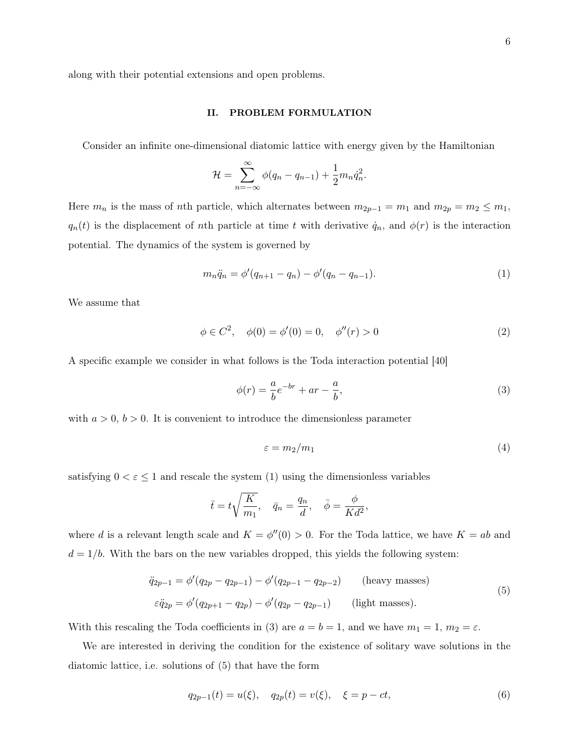along with their potential extensions and open problems.

## II. PROBLEM FORMULATION

Consider an infinite one-dimensional diatomic lattice with energy given by the Hamiltonian

$$\mathcal{H} = \sum_{n=-\infty}^{\infty} \phi(q_n - q_{n-1}) + \frac{1}{2} m_n \dot{q}_n^2.$$

Here $m_n$ is the mass of $n$th particle, which alternates between $m_{2p-1} = m_1$ and $m_{2p} = m_2 \leq m_1$, $q_n(t)$ is the displacement of $n$th particle at time $t$ with derivative $\dot{q}_n$, and $\phi(r)$ is the interaction potential. The dynamics of the system is governed by

$$m_n \ddot{q}_n = \phi'(q_{n+1} - q_n) - \phi'(q_n - q_{n-1}). \tag{1}$$

We assume that

$$\phi \in C^2, \quad \phi(0) = \phi'(0) = 0, \quad \phi''(r) > 0 \tag{2}$$

A specific example we consider in what follows is the Toda interaction potential [40]

$$\phi(r) = \frac{a}{b} e^{-br} + ar - \frac{a}{b}, \tag{3}$$

with $a > 0$, $b > 0$. It is convenient to introduce the dimensionless parameter

$$\varepsilon = m_2/m_1 \tag{4}$$

satisfying $0 < \varepsilon \leq 1$ and rescale the system (1) using the dimensionless variables

$$\bar{t} = t\sqrt{\frac{K}{m_1}}, \quad \bar{q}_n = \frac{q_n}{d}, \quad \bar{\phi} = \frac{\phi}{Kd^2},$$

where $d$ is a relevant length scale and $K = \phi''(0) > 0$. For the Toda lattice, we have $K = ab$ and $d = 1/b$. With the bars on the new variables dropped, this yields the following system:

$$\begin{aligned} \ddot{q}_{2p-1} &= \phi'(q_{2p} - q_{2p-1}) - \phi'(q_{2p-1} - q_{2p-2}) \qquad \text{(heavy masses)} \\ \varepsilon \ddot{q}_{2p} &= \phi'(q_{2p+1} - q_{2p}) - \phi'(q_{2p} - q_{2p-1}) \qquad \text{(light masses).} \end{aligned} \tag{5}$$

With this rescaling the Toda coefficients in (3) are $a = b = 1$, and we have $m_1 = 1$, $m_2 = \varepsilon$.

We are interested in deriving the condition for the existence of solitary wave solutions in the diatomic lattice, i.e. solutions of (5) that have the form

$$q_{2p-1}(t) = u(\xi), \quad q_{2p}(t) = v(\xi), \quad \xi = p - ct, \tag{6}$$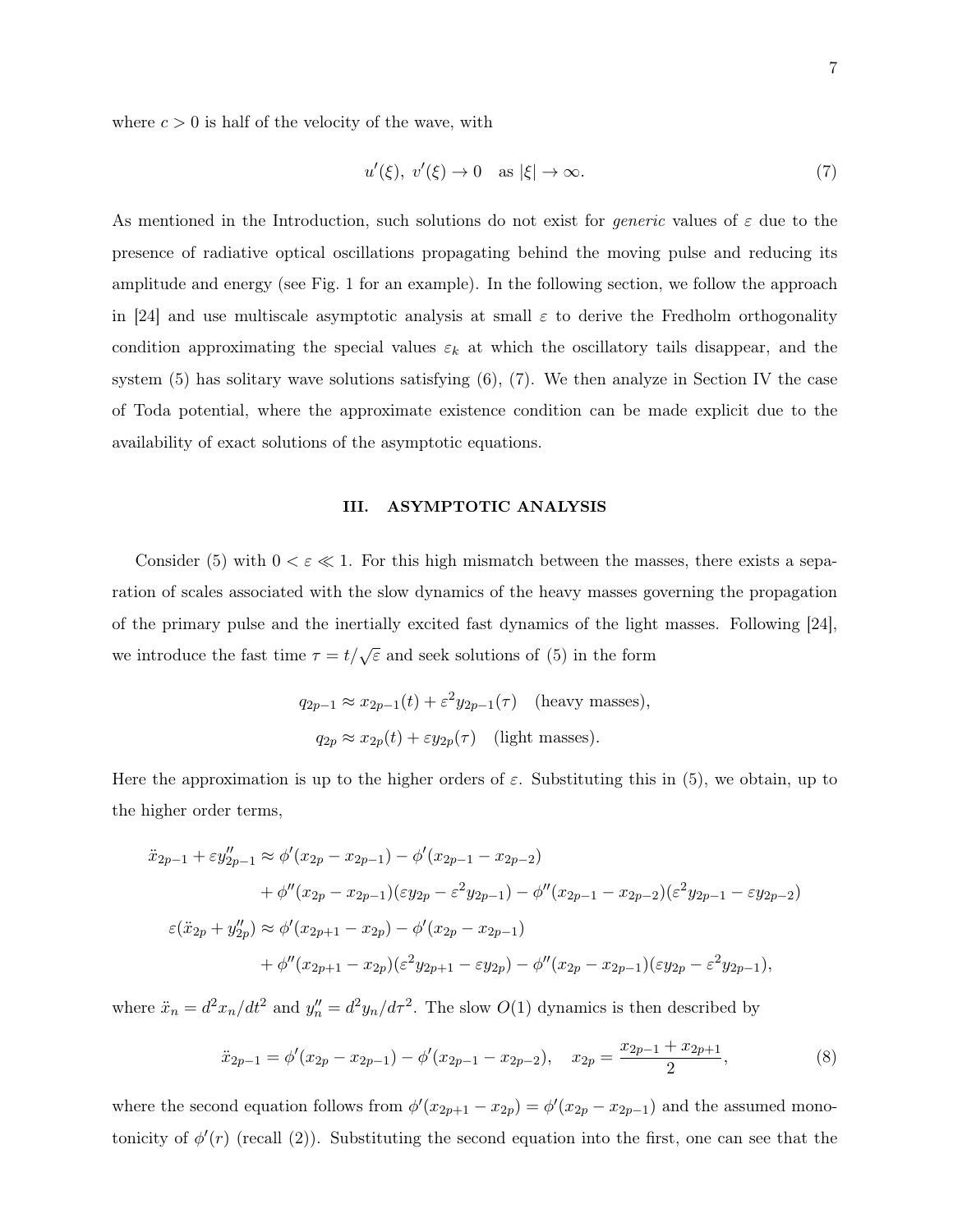where $c > 0$ is half of the velocity of the wave, with

$$u'(\xi),\ v'(\xi) \to 0 \quad \text{as } |\xi| \to \infty. \tag{7}$$

As mentioned in the Introduction, such solutions do not exist for *generic* values of $\varepsilon$ due to the presence of radiative optical oscillations propagating behind the moving pulse and reducing its amplitude and energy (see Fig. 1 for an example). In the following section, we follow the approach in [24] and use multiscale asymptotic analysis at small $\varepsilon$ to derive the Fredholm orthogonality condition approximating the special values $\varepsilon_k$ at which the oscillatory tails disappear, and the system (5) has solitary wave solutions satisfying (6), (7). We then analyze in Section IV the case of Toda potential, where the approximate existence condition can be made explicit due to the availability of exact solutions of the asymptotic equations.

## III. ASYMPTOTIC ANALYSIS

Consider (5) with $0 < \varepsilon \ll 1$. For this high mismatch between the masses, there exists a separation of scales associated with the slow dynamics of the heavy masses governing the propagation of the primary pulse and the inertially excited fast dynamics of the light masses. Following [24], we introduce the fast time $\tau = t/\sqrt{\varepsilon}$ and seek solutions of (5) in the form

$$\begin{aligned} q_{2p-1} &\approx x_{2p-1}(t) + \varepsilon^2 y_{2p-1}(\tau) \quad \text{(heavy masses)}, \\ q_{2p} &\approx x_{2p}(t) + \varepsilon y_{2p}(\tau) \quad \text{(light masses)}. \end{aligned}$$

Here the approximation is up to the higher orders of $\varepsilon$. Substituting this in (5), we obtain, up to the higher order terms,

$$\begin{aligned} \ddot{x}_{2p-1} + \varepsilon y''_{2p-1} &\approx \phi'(x_{2p} - x_{2p-1}) - \phi'(x_{2p-1} - x_{2p-2}) \\ &\quad + \phi''(x_{2p} - x_{2p-1})(\varepsilon y_{2p} - \varepsilon^2 y_{2p-1}) - \phi''(x_{2p-1} - x_{2p-2})(\varepsilon^2 y_{2p-1} - \varepsilon y_{2p-2}) \\ \varepsilon(\ddot{x}_{2p} + y''_{2p}) &\approx \phi'(x_{2p+1} - x_{2p}) - \phi'(x_{2p} - x_{2p-1}) \\ &\quad + \phi''(x_{2p+1} - x_{2p})(\varepsilon^2 y_{2p+1} - \varepsilon y_{2p}) - \phi''(x_{2p} - x_{2p-1})(\varepsilon y_{2p} - \varepsilon^2 y_{2p-1}), \end{aligned}$$

where $\ddot{x}_n = d^2 x_n/dt^2$ and $y''_n = d^2 y_n/d\tau^2$. The slow $O(1)$ dynamics is then described by

$$\ddot{x}_{2p-1} = \phi'(x_{2p} - x_{2p-1}) - \phi'(x_{2p-1} - x_{2p-2}), \quad x_{2p} = \frac{x_{2p-1} + x_{2p+1}}{2}, \tag{8}$$

where the second equation follows from $\phi'(x_{2p+1} - x_{2p}) = \phi'(x_{2p} - x_{2p-1})$ and the assumed monotonicity of $\phi'(r)$ (recall (2)). Substituting the second equation into the first, one can see that the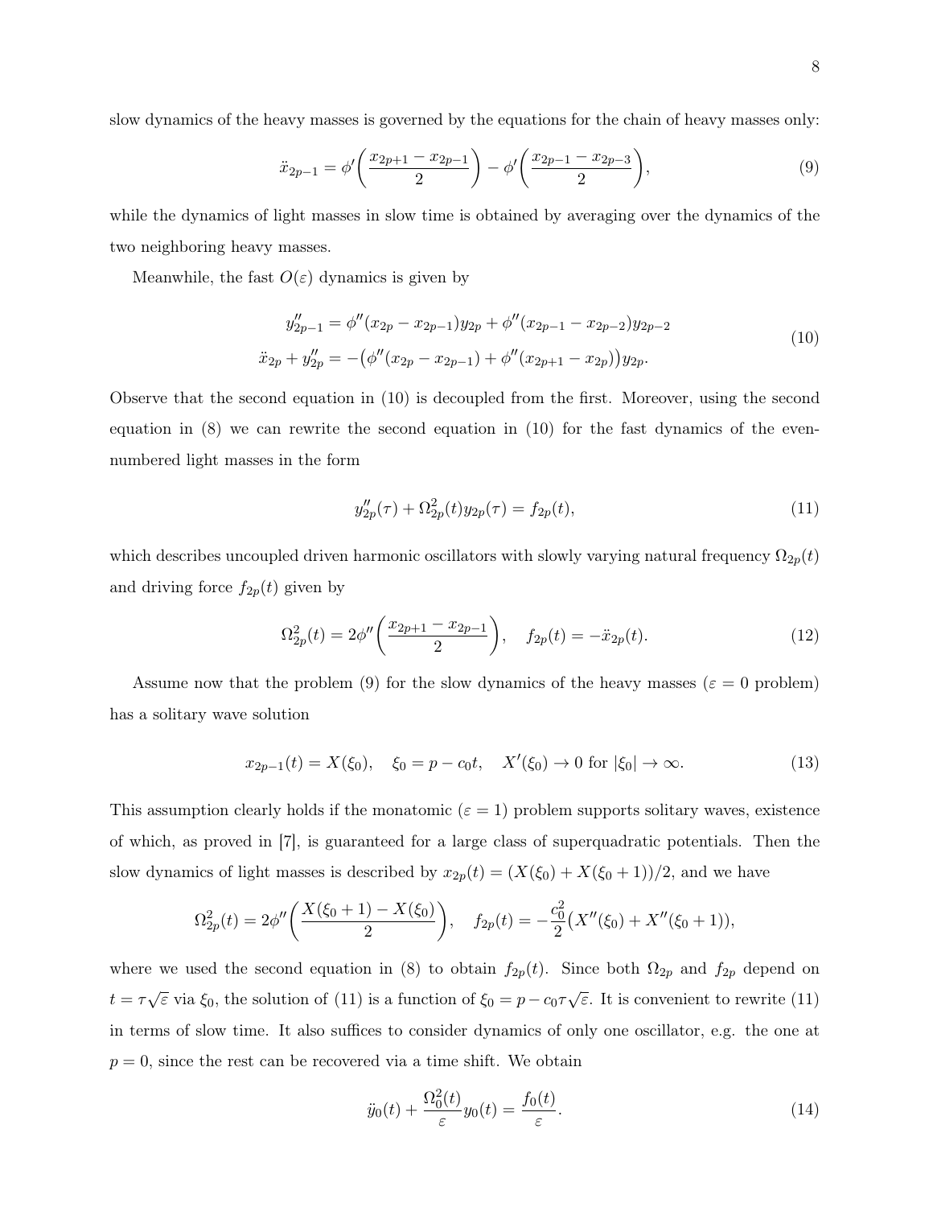slow dynamics of the heavy masses is governed by the equations for the chain of heavy masses only:

$$\ddot{x}_{2p-1} = \phi'\left(\frac{x_{2p+1} - x_{2p-1}}{2}\right) - \phi'\left(\frac{x_{2p-1} - x_{2p-3}}{2}\right), \tag{9}$$

while the dynamics of light masses in slow time is obtained by averaging over the dynamics of the two neighboring heavy masses.

Meanwhile, the fast $O(\varepsilon)$ dynamics is given by

$$\begin{aligned} y''_{2p-1} &= \phi''(x_{2p} - x_{2p-1})y_{2p} + \phi''(x_{2p-1} - x_{2p-2})y_{2p-2} \\ \ddot{x}_{2p} + y''_{2p} &= -\big(\phi''(x_{2p} - x_{2p-1}) + \phi''(x_{2p+1} - x_{2p})\big)y_{2p}. \end{aligned} \tag{10}$$

Observe that the second equation in (10) is decoupled from the first. Moreover, using the second equation in (8) we can rewrite the second equation in (10) for the fast dynamics of the even-numbered light masses in the form

$$y''_{2p}(\tau) + \Omega^2_{2p}(t)y_{2p}(\tau) = f_{2p}(t), \tag{11}$$

which describes uncoupled driven harmonic oscillators with slowly varying natural frequency $\Omega_{2p}(t)$ and driving force $f_{2p}(t)$ given by

$$\Omega^2_{2p}(t) = 2\phi''\left(\frac{x_{2p+1} - x_{2p-1}}{2}\right), \quad f_{2p}(t) = -\ddot{x}_{2p}(t). \tag{12}$$

Assume now that the problem (9) for the slow dynamics of the heavy masses ($\varepsilon = 0$ problem) has a solitary wave solution

$$x_{2p-1}(t) = X(\xi_0), \quad \xi_0 = p - c_0 t, \quad X'(\xi_0) \to 0 \text{ for } |\xi_0| \to \infty. \tag{13}$$

This assumption clearly holds if the monatomic ($\varepsilon = 1$) problem supports solitary waves, existence of which, as proved in [7], is guaranteed for a large class of superquadratic potentials. Then the slow dynamics of light masses is described by $x_{2p}(t) = (X(\xi_0) + X(\xi_0 + 1))/2$, and we have

$$\Omega^2_{2p}(t) = 2\phi''\left(\frac{X(\xi_0 + 1) - X(\xi_0)}{2}\right), \quad f_{2p}(t) = -\frac{c_0^2}{2}\big(X''(\xi_0) + X''(\xi_0 + 1)\big),$$

where we used the second equation in (8) to obtain $f_{2p}(t)$. Since both $\Omega_{2p}$ and $f_{2p}$ depend on $t = \tau\sqrt{\varepsilon}$ via $\xi_0$, the solution of (11) is a function of $\xi_0 = p - c_0\tau\sqrt{\varepsilon}$. It is convenient to rewrite (11) in terms of slow time. It also suffices to consider dynamics of only one oscillator, e.g. the one at $p = 0$, since the rest can be recovered via a time shift. We obtain

$$\ddot{y}_0(t) + \frac{\Omega^2_0(t)}{\varepsilon}y_0(t) = \frac{f_0(t)}{\varepsilon}. \tag{14}$$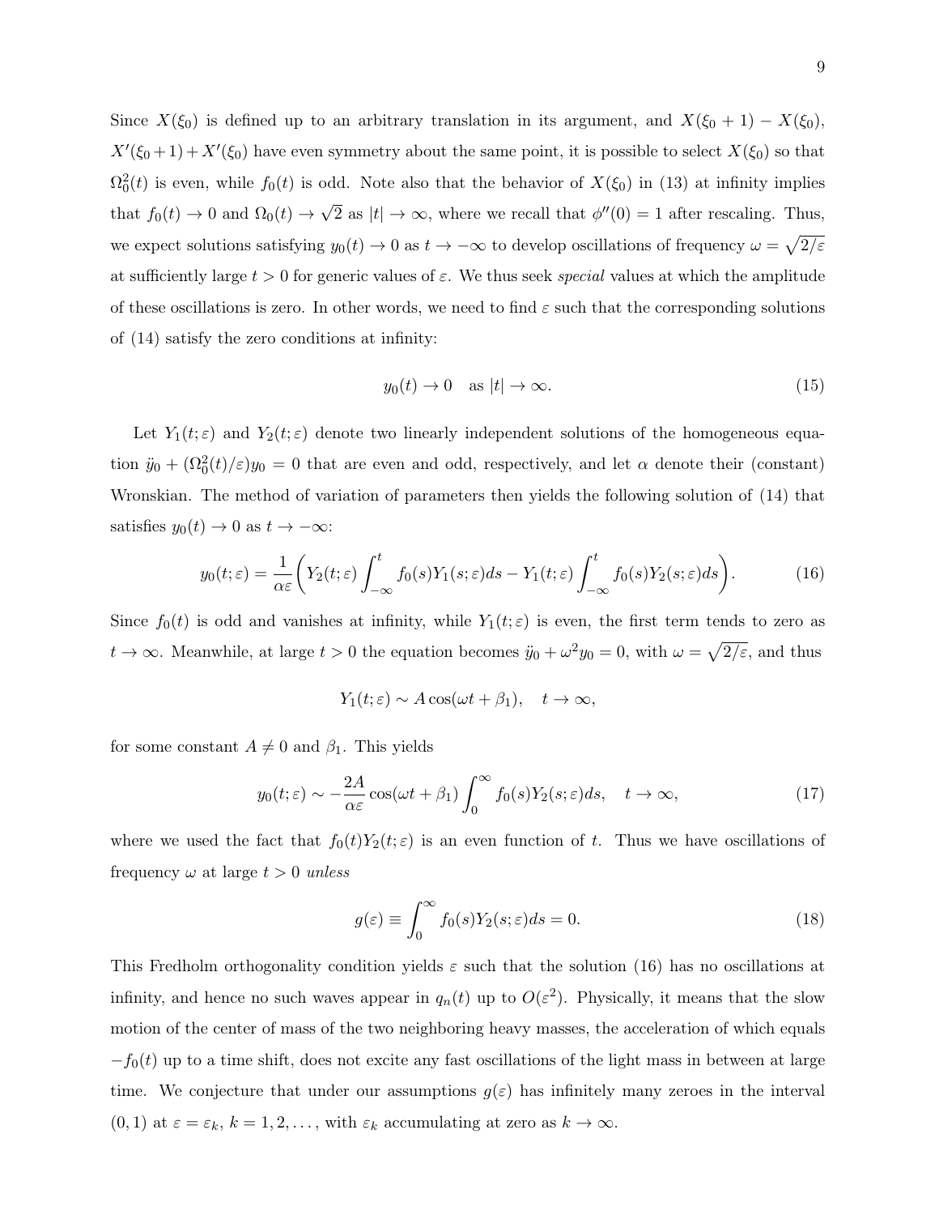Since $X(\xi_0)$ is defined up to an arbitrary translation in its argument, and $X(\xi_0+1)-X(\xi_0)$, $X'(\xi_0+1)+X'(\xi_0)$ have even symmetry about the same point, it is possible to select $X(\xi_0)$ so that $\Omega_0^2(t)$ is even, while $f_0(t)$ is odd. Note also that the behavior of $X(\xi_0)$ in (13) at infinity implies that $f_0(t)\to 0$ and $\Omega_0(t)\to\sqrt{2}$ as $|t|\to\infty$, where we recall that $\phi''(0)=1$ after rescaling. Thus, we expect solutions satisfying $y_0(t)\to 0$ as $t\to-\infty$ to develop oscillations of frequency $\omega=\sqrt{2/\varepsilon}$ at sufficiently large $t>0$ for generic values of $\varepsilon$. We thus seek *special* values at which the amplitude of these oscillations is zero. In other words, we need to find $\varepsilon$ such that the corresponding solutions of (14) satisfy the zero conditions at infinity:

$$y_0(t)\to 0 \quad \text{as } |t|\to\infty. \tag{15}$$

Let $Y_1(t;\varepsilon)$ and $Y_2(t;\varepsilon)$ denote two linearly independent solutions of the homogeneous equation $\ddot{y}_0+(\Omega_0^2(t)/\varepsilon)y_0=0$ that are even and odd, respectively, and let $\alpha$ denote their (constant) Wronskian. The method of variation of parameters then yields the following solution of (14) that satisfies $y_0(t)\to 0$ as $t\to-\infty$:

$$y_0(t;\varepsilon)=\frac{1}{\alpha\varepsilon}\left(Y_2(t;\varepsilon)\int_{-\infty}^{t}f_0(s)Y_1(s;\varepsilon)ds-Y_1(t;\varepsilon)\int_{-\infty}^{t}f_0(s)Y_2(s;\varepsilon)ds\right). \tag{16}$$

Since $f_0(t)$ is odd and vanishes at infinity, while $Y_1(t;\varepsilon)$ is even, the first term tends to zero as $t\to\infty$. Meanwhile, at large $t>0$ the equation becomes $\ddot{y}_0+\omega^2 y_0=0$, with $\omega=\sqrt{2/\varepsilon}$, and thus

$$Y_1(t;\varepsilon)\sim A\cos(\omega t+\beta_1), \quad t\to\infty,$$

for some constant $A\neq 0$ and $\beta_1$. This yields

$$y_0(t;\varepsilon)\sim-\frac{2A}{\alpha\varepsilon}\cos(\omega t+\beta_1)\int_0^{\infty}f_0(s)Y_2(s;\varepsilon)ds, \quad t\to\infty, \tag{17}$$

where we used the fact that $f_0(t)Y_2(t;\varepsilon)$ is an even function of $t$. Thus we have oscillations of frequency $\omega$ at large $t>0$ *unless*

$$g(\varepsilon)\equiv\int_0^{\infty}f_0(s)Y_2(s;\varepsilon)ds=0. \tag{18}$$

This Fredholm orthogonality condition yields $\varepsilon$ such that the solution (16) has no oscillations at infinity, and hence no such waves appear in $q_n(t)$ up to $O(\varepsilon^2)$. Physically, it means that the slow motion of the center of mass of the two neighboring heavy masses, the acceleration of which equals $-f_0(t)$ up to a time shift, does not excite any fast oscillations of the light mass in between at large time. We conjecture that under our assumptions $g(\varepsilon)$ has infinitely many zeroes in the interval $(0,1)$ at $\varepsilon=\varepsilon_k$, $k=1,2,\ldots$, with $\varepsilon_k$ accumulating at zero as $k\to\infty$.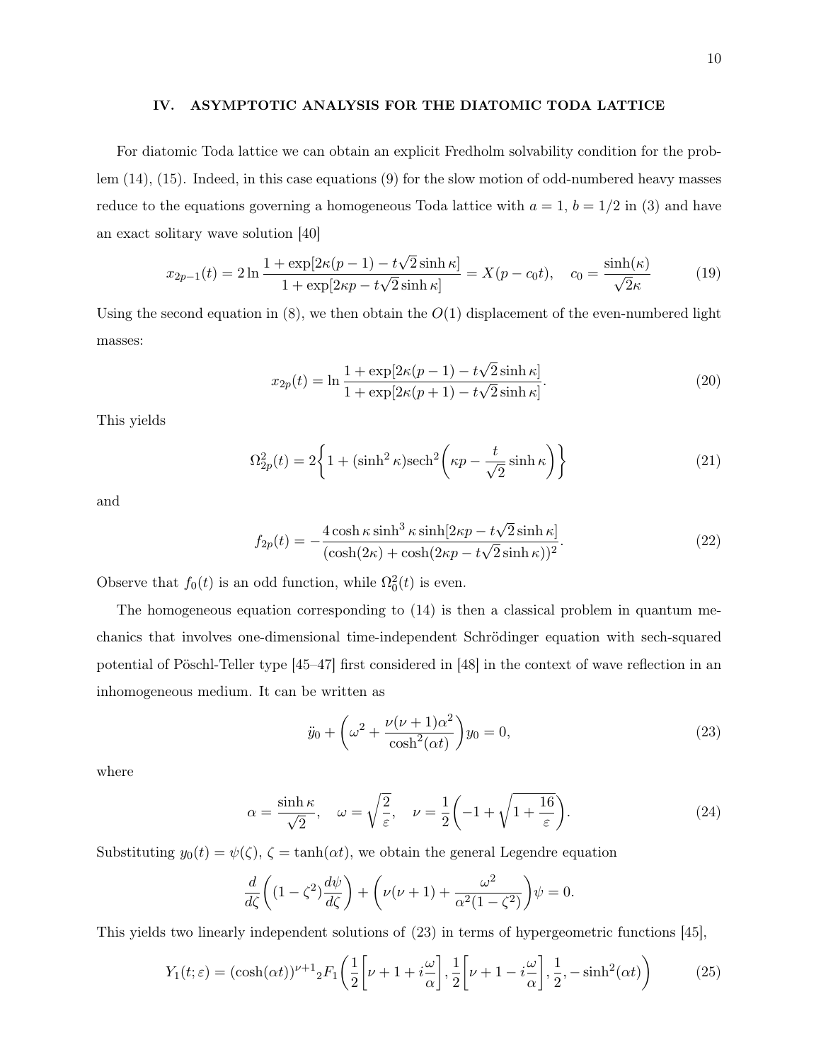## IV. ASYMPTOTIC ANALYSIS FOR THE DIATOMIC TODA LATTICE

For diatomic Toda lattice we can obtain an explicit Fredholm solvability condition for the problem (14), (15). Indeed, in this case equations (9) for the slow motion of odd-numbered heavy masses reduce to the equations governing a homogeneous Toda lattice with $a = 1$, $b = 1/2$ in (3) and have an exact solitary wave solution [40]

$$x_{2p-1}(t) = 2\ln\frac{1+\exp[2\kappa(p-1)-t\sqrt{2}\sinh\kappa]}{1+\exp[2\kappa p-t\sqrt{2}\sinh\kappa]} = X(p-c_0 t), \quad c_0 = \frac{\sinh(\kappa)}{\sqrt{2}\kappa} \tag{19}$$

Using the second equation in (8), we then obtain the $O(1)$ displacement of the even-numbered light masses:

$$x_{2p}(t) = \ln\frac{1+\exp[2\kappa(p-1)-t\sqrt{2}\sinh\kappa]}{1+\exp[2\kappa(p+1)-t\sqrt{2}\sinh\kappa]}. \tag{20}$$

This yields

$$\Omega_{2p}^2(t) = 2\left\{1+(\sinh^2\kappa)\mathrm{sech}^2\left(\kappa p - \frac{t}{\sqrt{2}}\sinh\kappa\right)\right\} \tag{21}$$

and

$$f_{2p}(t) = -\frac{4\cosh\kappa\sinh^3\kappa\sinh[2\kappa p - t\sqrt{2}\sinh\kappa]}{(\cosh(2\kappa)+\cosh(2\kappa p - t\sqrt{2}\sinh\kappa))^2}. \tag{22}$$

Observe that $f_0(t)$ is an odd function, while $\Omega_0^2(t)$ is even.

The homogeneous equation corresponding to (14) is then a classical problem in quantum mechanics that involves one-dimensional time-independent Schrödinger equation with sech-squared potential of Pöschl-Teller type [45–47] first considered in [48] in the context of wave reflection in an inhomogeneous medium. It can be written as

$$\ddot{y}_0 + \left(\omega^2 + \frac{\nu(\nu+1)\alpha^2}{\cosh^2(\alpha t)}\right)y_0 = 0, \tag{23}$$

where

$$\alpha = \frac{\sinh\kappa}{\sqrt{2}}, \quad \omega = \sqrt{\frac{2}{\varepsilon}}, \quad \nu = \frac{1}{2}\left(-1+\sqrt{1+\frac{16}{\varepsilon}}\right). \tag{24}$$

Substituting $y_0(t) = \psi(\zeta)$, $\zeta = \tanh(\alpha t)$, we obtain the general Legendre equation

$$\frac{d}{d\zeta}\left((1-\zeta^2)\frac{d\psi}{d\zeta}\right) + \left(\nu(\nu+1) + \frac{\omega^2}{\alpha^2(1-\zeta^2)}\right)\psi = 0.$$

This yields two linearly independent solutions of (23) in terms of hypergeometric functions [45],

$$Y_1(t;\varepsilon) = (\cosh(\alpha t))^{\nu+1}{}_2F_1\left(\frac{1}{2}\left[\nu+1+i\frac{\omega}{\alpha}\right], \frac{1}{2}\left[\nu+1-i\frac{\omega}{\alpha}\right], \frac{1}{2}, -\sinh^2(\alpha t)\right) \tag{25}$$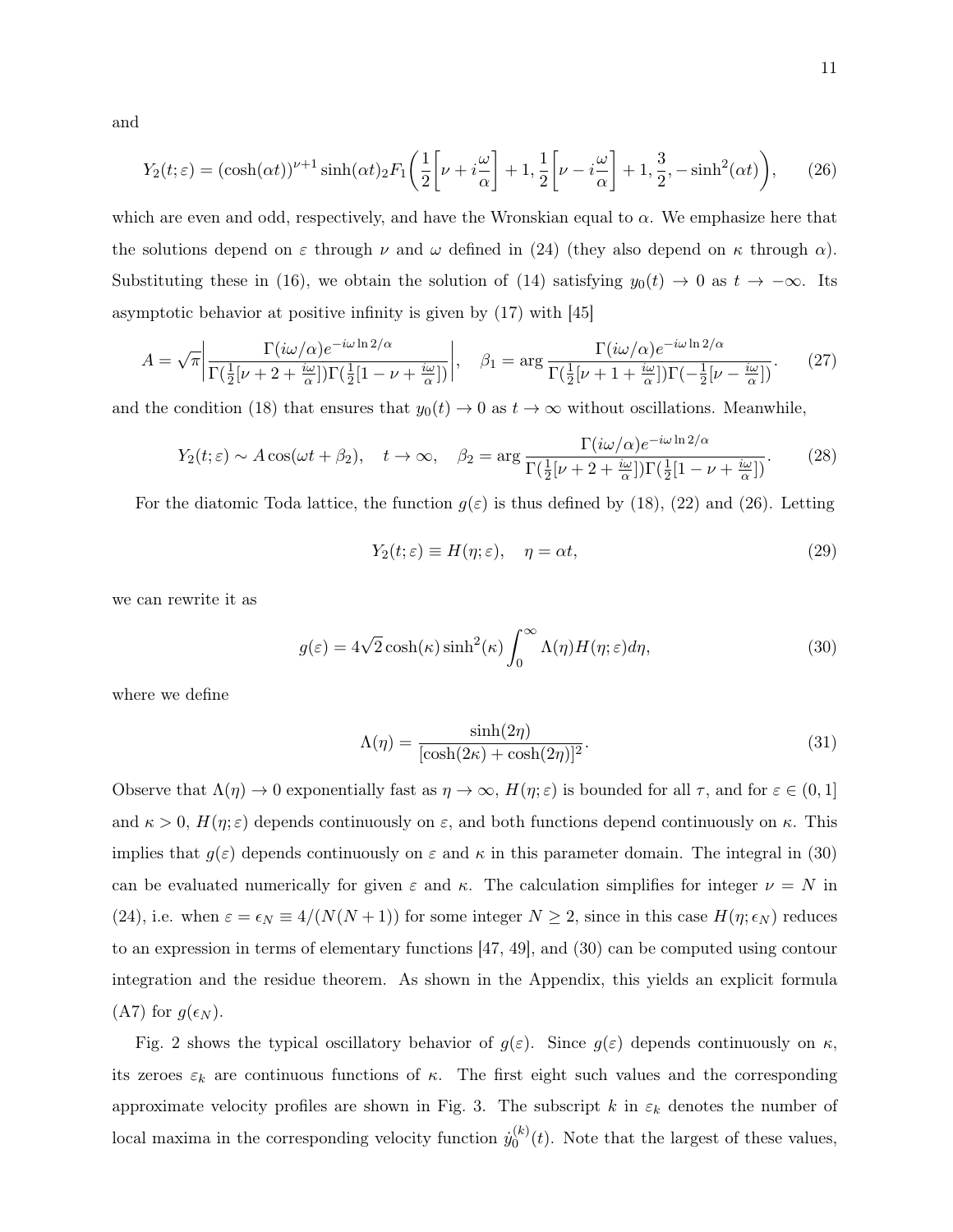and

$$Y_2(t;\varepsilon) = (\cosh(\alpha t))^{\nu+1}\sinh(\alpha t)_2F_1\left(\frac{1}{2}\left[\nu + i\frac{\omega}{\alpha}\right]+1, \frac{1}{2}\left[\nu - i\frac{\omega}{\alpha}\right]+1, \frac{3}{2}, -\sinh^2(\alpha t)\right), \qquad (26)$$

which are even and odd, respectively, and have the Wronskian equal to $\alpha$. We emphasize here that the solutions depend on $\varepsilon$ through $\nu$ and $\omega$ defined in (24) (they also depend on $\kappa$ through $\alpha$). Substituting these in (16), we obtain the solution of (14) satisfying $y_0(t) \to 0$ as $t \to -\infty$. Its asymptotic behavior at positive infinity is given by (17) with [45]

$$A = \sqrt{\pi}\left|\frac{\Gamma(i\omega/\alpha)e^{-i\omega \ln 2/\alpha}}{\Gamma(\frac{1}{2}[\nu + 2 + \frac{i\omega}{\alpha}])\Gamma(\frac{1}{2}[1-\nu+\frac{i\omega}{\alpha}])}\right|, \quad \beta_1 = \arg\frac{\Gamma(i\omega/\alpha)e^{-i\omega \ln 2/\alpha}}{\Gamma(\frac{1}{2}[\nu+1+\frac{i\omega}{\alpha}])\Gamma(-\frac{1}{2}[\nu - \frac{i\omega}{\alpha}])}. \qquad (27)$$

and the condition (18) that ensures that $y_0(t) \to 0$ as $t \to \infty$ without oscillations. Meanwhile,

$$Y_2(t;\varepsilon) \sim A\cos(\omega t + \beta_2), \quad t \to \infty, \quad \beta_2 = \arg\frac{\Gamma(i\omega/\alpha)e^{-i\omega \ln 2/\alpha}}{\Gamma(\frac{1}{2}[\nu+2+\frac{i\omega}{\alpha}])\Gamma(\frac{1}{2}[1-\nu+\frac{i\omega}{\alpha}])}. \qquad (28)$$

For the diatomic Toda lattice, the function $g(\varepsilon)$ is thus defined by (18), (22) and (26). Letting

$$Y_2(t;\varepsilon) \equiv H(\eta;\varepsilon), \quad \eta = \alpha t, \qquad (29)$$

we can rewrite it as

$$g(\varepsilon) = 4\sqrt{2}\cosh(\kappa)\sinh^2(\kappa)\int_0^\infty \Lambda(\eta)H(\eta;\varepsilon)d\eta, \qquad (30)$$

where we define

$$\Lambda(\eta) = \frac{\sinh(2\eta)}{[\cosh(2\kappa)+\cosh(2\eta)]^2}. \qquad (31)$$

Observe that $\Lambda(\eta) \to 0$ exponentially fast as $\eta \to \infty$, $H(\eta;\varepsilon)$ is bounded for all $\tau$, and for $\varepsilon \in (0,1]$ and $\kappa > 0$, $H(\eta;\varepsilon)$ depends continuously on $\varepsilon$, and both functions depend continuously on $\kappa$. This implies that $g(\varepsilon)$ depends continuously on $\varepsilon$ and $\kappa$ in this parameter domain. The integral in (30) can be evaluated numerically for given $\varepsilon$ and $\kappa$. The calculation simplifies for integer $\nu = N$ in (24), i.e. when $\varepsilon = \epsilon_N \equiv 4/(N(N+1))$ for some integer $N \geq 2$, since in this case $H(\eta;\epsilon_N)$ reduces to an expression in terms of elementary functions [47, 49], and (30) can be computed using contour integration and the residue theorem. As shown in the Appendix, this yields an explicit formula (A7) for $g(\epsilon_N)$.

Fig. 2 shows the typical oscillatory behavior of $g(\varepsilon)$. Since $g(\varepsilon)$ depends continuously on $\kappa$, its zeroes $\varepsilon_k$ are continuous functions of $\kappa$. The first eight such values and the corresponding approximate velocity profiles are shown in Fig. 3. The subscript $k$ in $\varepsilon_k$ denotes the number of local maxima in the corresponding velocity function $\dot{y}_0^{(k)}(t)$. Note that the largest of these values,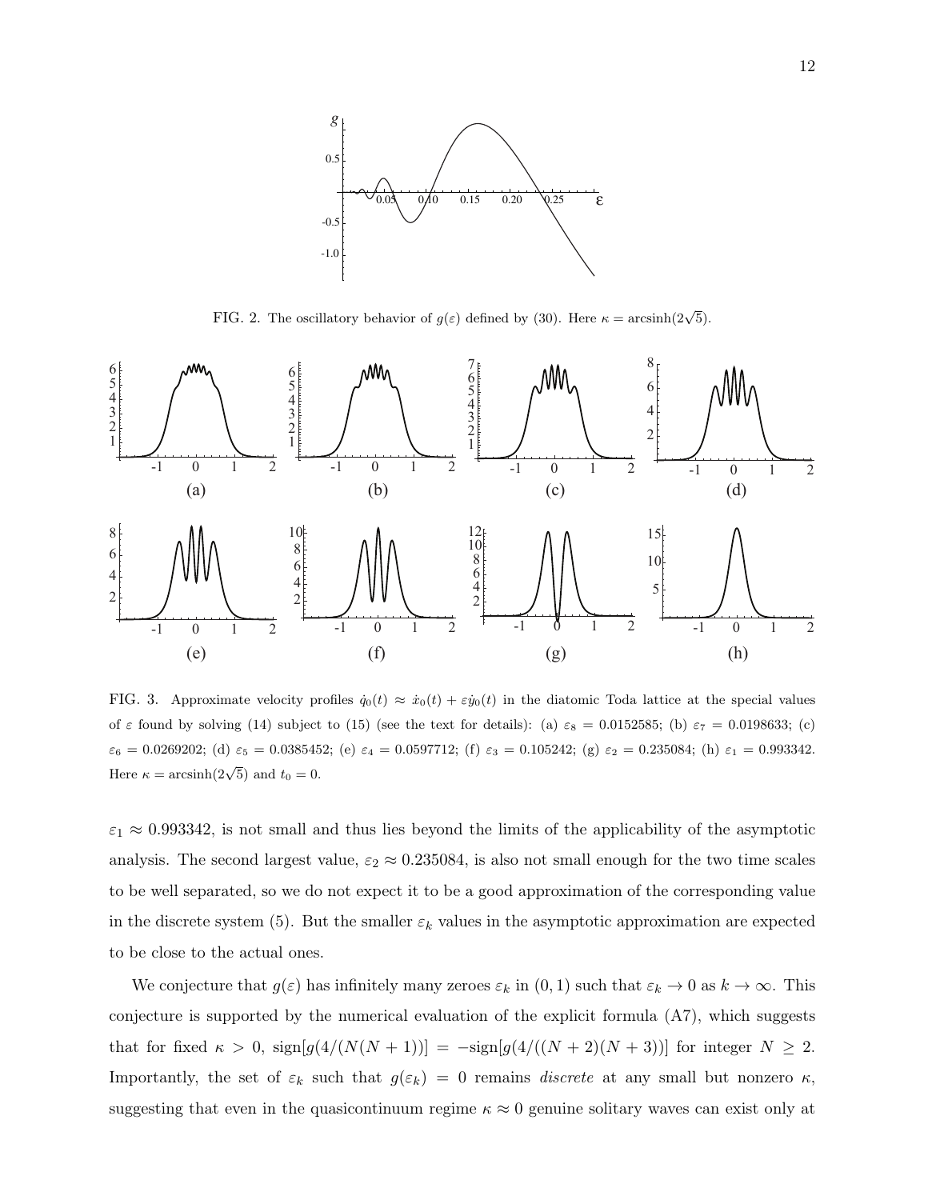FIG. 2. The oscillatory behavior of $g(\varepsilon)$ defined by (30). Here $\kappa = \operatorname{arcsinh}(2\sqrt{5})$.

FIG. 3. Approximate velocity profiles $\dot{q}_0(t) \approx \dot{x}_0(t) + \varepsilon \dot{y}_0(t)$ in the diatomic Toda lattice at the special values of $\varepsilon$ found by solving (14) subject to (15) (see the text for details): (a) $\varepsilon_8 = 0.0152585$; (b) $\varepsilon_7 = 0.0198633$; (c) $\varepsilon_6 = 0.0269202$; (d) $\varepsilon_5 = 0.0385452$; (e) $\varepsilon_4 = 0.0597712$; (f) $\varepsilon_3 = 0.105242$; (g) $\varepsilon_2 = 0.235084$; (h) $\varepsilon_1 = 0.993342$. Here $\kappa = \operatorname{arcsinh}(2\sqrt{5})$ and $t_0 = 0$.

$\varepsilon_1 \approx 0.993342$, is not small and thus lies beyond the limits of the applicability of the asymptotic analysis. The second largest value, $\varepsilon_2 \approx 0.235084$, is also not small enough for the two time scales to be well separated, so we do not expect it to be a good approximation of the corresponding value in the discrete system (5). But the smaller $\varepsilon_k$ values in the asymptotic approximation are expected to be close to the actual ones.

We conjecture that $g(\varepsilon)$ has infinitely many zeroes $\varepsilon_k$ in $(0, 1)$ such that $\varepsilon_k \to 0$ as $k \to \infty$. This conjecture is supported by the numerical evaluation of the explicit formula (A7), which suggests that for fixed $\kappa > 0$, $\text{sign}[g(4/(N(N+1))] = -\text{sign}[g(4/((N+2)(N+3))]$ for integer $N \geq 2$. Importantly, the set of $\varepsilon_k$ such that $g(\varepsilon_k) = 0$ remains *discrete* at any small but nonzero $\kappa$, suggesting that even in the quasicontinuum regime $\kappa \approx 0$ genuine solitary waves can exist only at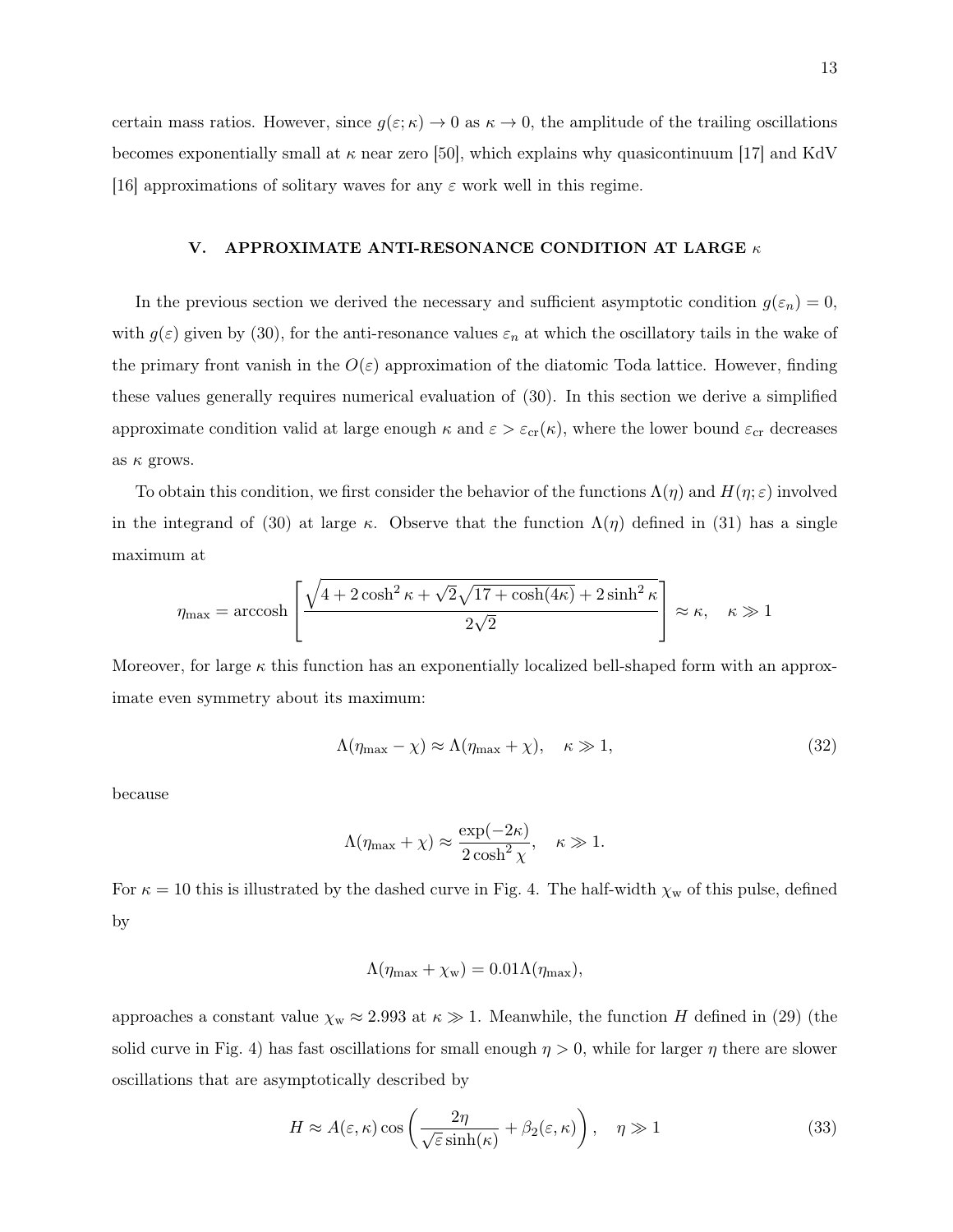certain mass ratios. However, since $g(\varepsilon;\kappa) \to 0$ as $\kappa \to 0$, the amplitude of the trailing oscillations becomes exponentially small at $\kappa$ near zero [50], which explains why quasicontinuum [17] and KdV [16] approximations of solitary waves for any $\varepsilon$ work well in this regime.

## V. APPROXIMATE ANTI-RESONANCE CONDITION AT LARGE $\kappa$

In the previous section we derived the necessary and sufficient asymptotic condition $g(\varepsilon_n) = 0$, with $g(\varepsilon)$ given by (30), for the anti-resonance values $\varepsilon_n$ at which the oscillatory tails in the wake of the primary front vanish in the $O(\varepsilon)$ approximation of the diatomic Toda lattice. However, finding these values generally requires numerical evaluation of (30). In this section we derive a simplified approximate condition valid at large enough $\kappa$ and $\varepsilon > \varepsilon_{\rm cr}(\kappa)$, where the lower bound $\varepsilon_{\rm cr}$ decreases as $\kappa$ grows.

To obtain this condition, we first consider the behavior of the functions $\Lambda(\eta)$ and $H(\eta;\varepsilon)$ involved in the integrand of (30) at large $\kappa$. Observe that the function $\Lambda(\eta)$ defined in (31) has a single maximum at

$$\eta_{\max} = \operatorname{arccosh}\left[\frac{\sqrt{4 + 2\cosh^2\kappa + \sqrt{2}\sqrt{17 + \cosh(4\kappa)} + 2\sinh^2\kappa}}{2\sqrt{2}}\right] \approx \kappa, \quad \kappa \gg 1$$

Moreover, for large $\kappa$ this function has an exponentially localized bell-shaped form with an approximate even symmetry about its maximum:

$$\Lambda(\eta_{\max} - \chi) \approx \Lambda(\eta_{\max} + \chi), \quad \kappa \gg 1, \tag{32}$$

because

$$\Lambda(\eta_{\max} + \chi) \approx \frac{\exp(-2\kappa)}{2\cosh^2\chi}, \quad \kappa \gg 1.$$

For $\kappa = 10$ this is illustrated by the dashed curve in Fig. 4. The half-width $\chi_{\rm w}$ of this pulse, defined by

$$\Lambda(\eta_{\max} + \chi_{\rm w}) = 0.01\Lambda(\eta_{\max}),$$

approaches a constant value $\chi_{\rm w} \approx 2.993$ at $\kappa \gg 1$. Meanwhile, the function $H$ defined in (29) (the solid curve in Fig. 4) has fast oscillations for small enough $\eta > 0$, while for larger $\eta$ there are slower oscillations that are asymptotically described by

$$H \approx A(\varepsilon,\kappa)\cos\left(\frac{2\eta}{\sqrt{\varepsilon}\sinh(\kappa)} + \beta_2(\varepsilon,\kappa)\right), \quad \eta \gg 1 \tag{33}$$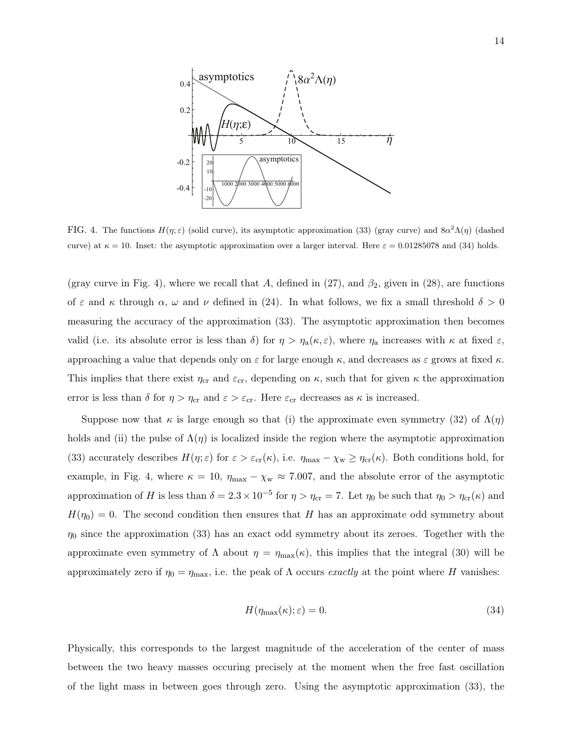FIG. 4. The functions $H(\eta;\varepsilon)$ (solid curve), its asymptotic approximation (33) (gray curve) and $8\alpha^2\Lambda(\eta)$ (dashed curve) at $\kappa = 10$. Inset: the asymptotic approximation over a larger interval. Here $\varepsilon = 0.01285078$ and (34) holds.

(gray curve in Fig. 4), where we recall that $A$, defined in (27), and $\beta_2$, given in (28), are functions of $\varepsilon$ and $\kappa$ through $\alpha$, $\omega$ and $\nu$ defined in (24). In what follows, we fix a small threshold $\delta > 0$ measuring the accuracy of the approximation (33). The asymptotic approximation then becomes valid (i.e. its absolute error is less than $\delta$) for $\eta > \eta_{\rm a}(\kappa, \varepsilon)$, where $\eta_{\rm a}$ increases with $\kappa$ at fixed $\varepsilon$, approaching a value that depends only on $\varepsilon$ for large enough $\kappa$, and decreases as $\varepsilon$ grows at fixed $\kappa$. This implies that there exist $\eta_{\rm cr}$ and $\varepsilon_{\rm cr}$, depending on $\kappa$, such that for given $\kappa$ the approximation error is less than $\delta$ for $\eta > \eta_{\rm cr}$ and $\varepsilon > \varepsilon_{\rm cr}$. Here $\varepsilon_{\rm cr}$ decreases as $\kappa$ is increased.

Suppose now that $\kappa$ is large enough so that (i) the approximate even symmetry (32) of $\Lambda(\eta)$ holds and (ii) the pulse of $\Lambda(\eta)$ is localized inside the region where the asymptotic approximation (33) accurately describes $H(\eta;\varepsilon)$ for $\varepsilon > \varepsilon_{\rm cr}(\kappa)$, i.e. $\eta_{\max} - \chi_{\rm w} \geq \eta_{\rm cr}(\kappa)$. Both conditions hold, for example, in Fig. 4, where $\kappa = 10$, $\eta_{\max} - \chi_{\rm w} \approx 7.007$, and the absolute error of the asymptotic approximation of $H$ is less than $\delta = 2.3 \times 10^{-5}$ for $\eta > \eta_{\rm cr} = 7$. Let $\eta_0$ be such that $\eta_0 > \eta_{\rm cr}(\kappa)$ and $H(\eta_0) = 0$. The second condition then ensures that $H$ has an approximate odd symmetry about $\eta_0$ since the approximation (33) has an exact odd symmetry about its zeroes. Together with the approximate even symmetry of $\Lambda$ about $\eta = \eta_{\max}(\kappa)$, this implies that the integral (30) will be approximately zero if $\eta_0 = \eta_{\max}$, i.e. the peak of $\Lambda$ occurs *exactly* at the point where $H$ vanishes:

$$H(\eta_{\max}(\kappa);\varepsilon) = 0. \tag{34}$$

Physically, this corresponds to the largest magnitude of the acceleration of the center of mass between the two heavy masses occuring precisely at the moment when the free fast oscillation of the light mass in between goes through zero. Using the asymptotic approximation (33), the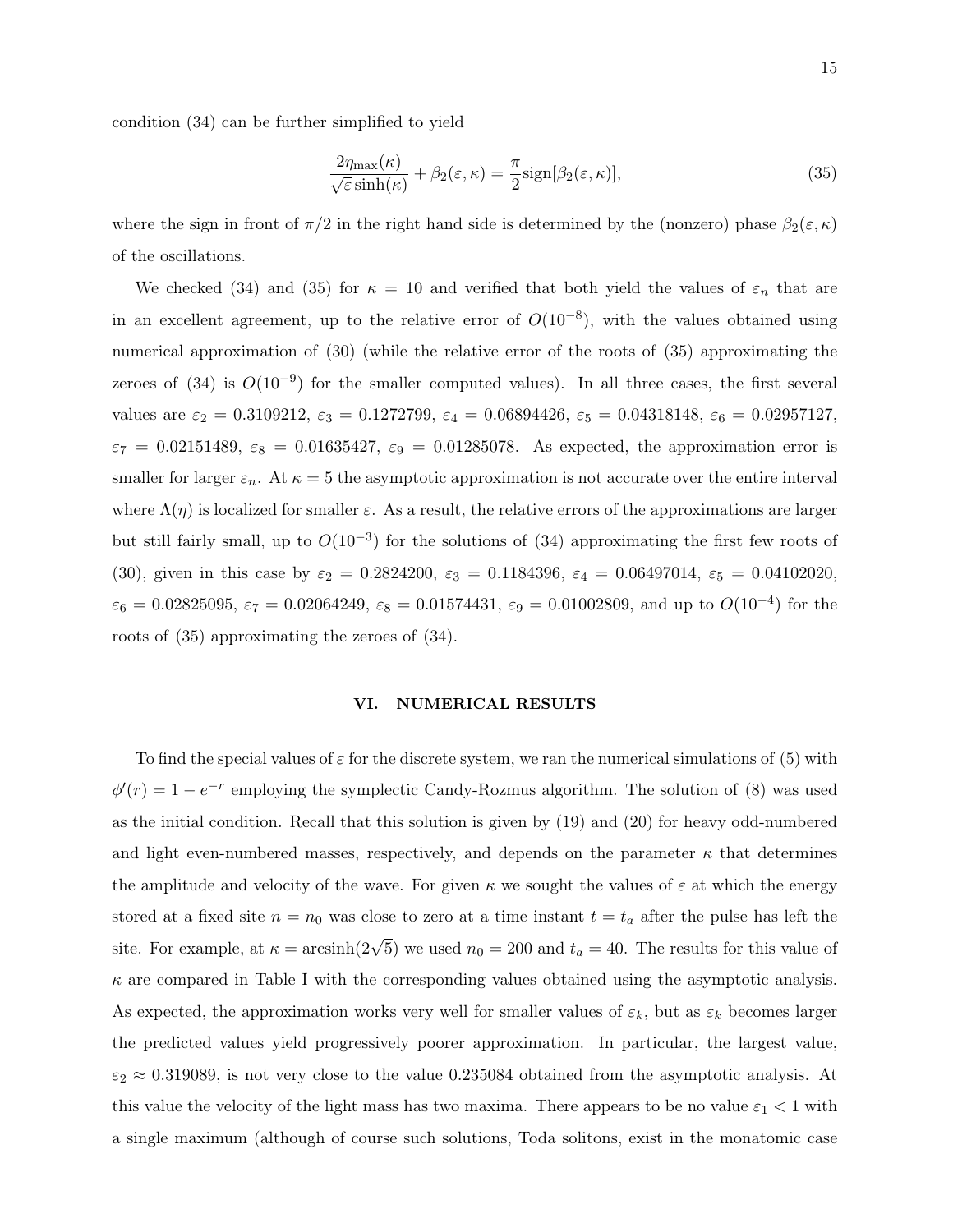condition (34) can be further simplified to yield

$$\frac{2\eta_{\max}(\kappa)}{\sqrt{\varepsilon}\sinh(\kappa)} + \beta_2(\varepsilon, \kappa) = \frac{\pi}{2}\text{sign}[\beta_2(\varepsilon, \kappa)], \tag{35}$$

where the sign in front of $\pi/2$ in the right hand side is determined by the (nonzero) phase $\beta_2(\varepsilon, \kappa)$ of the oscillations.

We checked (34) and (35) for $\kappa = 10$ and verified that both yield the values of $\varepsilon_n$ that are in an excellent agreement, up to the relative error of $O(10^{-8})$, with the values obtained using numerical approximation of (30) (while the relative error of the roots of (35) approximating the zeroes of (34) is $O(10^{-9})$ for the smaller computed values). In all three cases, the first several values are $\varepsilon_2 = 0.3109212$, $\varepsilon_3 = 0.1272799$, $\varepsilon_4 = 0.06894426$, $\varepsilon_5 = 0.04318148$, $\varepsilon_6 = 0.02957127$, $\varepsilon_7 = 0.02151489$, $\varepsilon_8 = 0.01635427$, $\varepsilon_9 = 0.01285078$. As expected, the approximation error is smaller for larger $\varepsilon_n$. At $\kappa = 5$ the asymptotic approximation is not accurate over the entire interval where $\Lambda(\eta)$ is localized for smaller $\varepsilon$. As a result, the relative errors of the approximations are larger but still fairly small, up to $O(10^{-3})$ for the solutions of (34) approximating the first few roots of (30), given in this case by $\varepsilon_2 = 0.2824200$, $\varepsilon_3 = 0.1184396$, $\varepsilon_4 = 0.06497014$, $\varepsilon_5 = 0.04102020$, $\varepsilon_6 = 0.02825095$, $\varepsilon_7 = 0.02064249$, $\varepsilon_8 = 0.01574431$, $\varepsilon_9 = 0.01002809$, and up to $O(10^{-4})$ for the roots of (35) approximating the zeroes of (34).

## VI. NUMERICAL RESULTS

To find the special values of $\varepsilon$ for the discrete system, we ran the numerical simulations of (5) with $\phi'(r) = 1 - e^{-r}$ employing the symplectic Candy-Rozmus algorithm. The solution of (8) was used as the initial condition. Recall that this solution is given by (19) and (20) for heavy odd-numbered and light even-numbered masses, respectively, and depends on the parameter $\kappa$ that determines the amplitude and velocity of the wave. For given $\kappa$ we sought the values of $\varepsilon$ at which the energy stored at a fixed site $n = n_0$ was close to zero at a time instant $t = t_a$ after the pulse has left the site. For example, at $\kappa = \text{arcsinh}(2\sqrt{5})$ we used $n_0 = 200$ and $t_a = 40$. The results for this value of $\kappa$ are compared in Table I with the corresponding values obtained using the asymptotic analysis. As expected, the approximation works very well for smaller values of $\varepsilon_k$, but as $\varepsilon_k$ becomes larger the predicted values yield progressively poorer approximation. In particular, the largest value, $\varepsilon_2 \approx 0.319089$, is not very close to the value 0.235084 obtained from the asymptotic analysis. At this value the velocity of the light mass has two maxima. There appears to be no value $\varepsilon_1 < 1$ with a single maximum (although of course such solutions, Toda solitons, exist in the monatomic case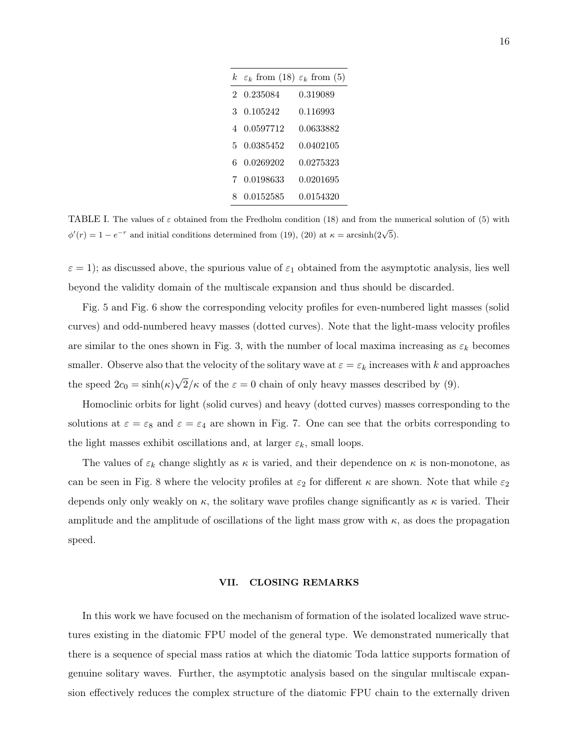| $k$ | $\varepsilon_k$ from (18) | $\varepsilon_k$ from (5) |
|---|---|---|
| 2 | 0.235084 | 0.319089 |
| 3 | 0.105242 | 0.116993 |
| 4 | 0.0597712 | 0.0633882 |
| 5 | 0.0385452 | 0.0402105 |
| 6 | 0.0269202 | 0.0275323 |
| 7 | 0.0198633 | 0.0201695 |
| 8 | 0.0152585 | 0.0154320 |

TABLE I. The values of $\varepsilon$ obtained from the Fredholm condition (18) and from the numerical solution of (5) with $\phi'(r) = 1 - e^{-r}$ and initial conditions determined from (19), (20) at $\kappa = \text{arcsinh}(2\sqrt{5})$.

$\varepsilon = 1$); as discussed above, the spurious value of $\varepsilon_1$ obtained from the asymptotic analysis, lies well beyond the validity domain of the multiscale expansion and thus should be discarded.

Fig. 5 and Fig. 6 show the corresponding velocity profiles for even-numbered light masses (solid curves) and odd-numbered heavy masses (dotted curves). Note that the light-mass velocity profiles are similar to the ones shown in Fig. 3, with the number of local maxima increasing as $\varepsilon_k$ becomes smaller. Observe also that the velocity of the solitary wave at $\varepsilon = \varepsilon_k$ increases with $k$ and approaches the speed $2c_0 = \sinh(\kappa)\sqrt{2}/\kappa$ of the $\varepsilon = 0$ chain of only heavy masses described by (9).

Homoclinic orbits for light (solid curves) and heavy (dotted curves) masses corresponding to the solutions at $\varepsilon = \varepsilon_8$ and $\varepsilon = \varepsilon_4$ are shown in Fig. 7. One can see that the orbits corresponding to the light masses exhibit oscillations and, at larger $\varepsilon_k$, small loops.

The values of $\varepsilon_k$ change slightly as $\kappa$ is varied, and their dependence on $\kappa$ is non-monotone, as can be seen in Fig. 8 where the velocity profiles at $\varepsilon_2$ for different $\kappa$ are shown. Note that while $\varepsilon_2$ depends only only weakly on $\kappa$, the solitary wave profiles change significantly as $\kappa$ is varied. Their amplitude and the amplitude of oscillations of the light mass grow with $\kappa$, as does the propagation speed.

## VII. CLOSING REMARKS

In this work we have focused on the mechanism of formation of the isolated localized wave structures existing in the diatomic FPU model of the general type. We demonstrated numerically that there is a sequence of special mass ratios at which the diatomic Toda lattice supports formation of genuine solitary waves. Further, the asymptotic analysis based on the singular multiscale expansion effectively reduces the complex structure of the diatomic FPU chain to the externally driven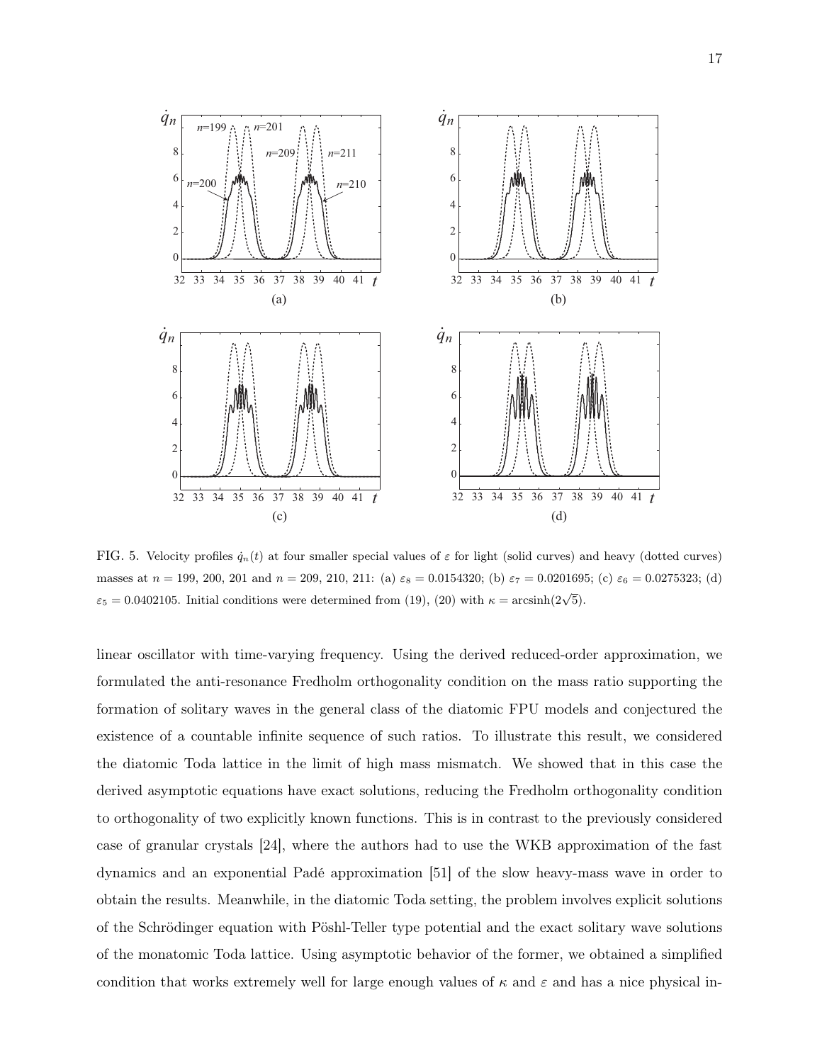FIG. 5. Velocity profiles $\dot{q}_n(t)$ at four smaller special values of $\varepsilon$ for light (solid curves) and heavy (dotted curves) masses at $n = 199$, 200, 201 and $n = 209$, 210, 211: (a) $\varepsilon_8 = 0.0154320$; (b) $\varepsilon_7 = 0.0201695$; (c) $\varepsilon_6 = 0.0275323$; (d) $\varepsilon_5 = 0.0402105$. Initial conditions were determined from (19), (20) with $\kappa = \operatorname{arcsinh}(2\sqrt{5})$.

linear oscillator with time-varying frequency. Using the derived reduced-order approximation, we formulated the anti-resonance Fredholm orthogonality condition on the mass ratio supporting the formation of solitary waves in the general class of the diatomic FPU models and conjectured the existence of a countable infinite sequence of such ratios. To illustrate this result, we considered the diatomic Toda lattice in the limit of high mass mismatch. We showed that in this case the derived asymptotic equations have exact solutions, reducing the Fredholm orthogonality condition to orthogonality of two explicitly known functions. This is in contrast to the previously considered case of granular crystals [24], where the authors had to use the WKB approximation of the fast dynamics and an exponential Padé approximation [51] of the slow heavy-mass wave in order to obtain the results. Meanwhile, in the diatomic Toda setting, the problem involves explicit solutions of the Schrödinger equation with Pöshl-Teller type potential and the exact solitary wave solutions of the monatomic Toda lattice. Using asymptotic behavior of the former, we obtained a simplified condition that works extremely well for large enough values of $\kappa$ and $\varepsilon$ and has a nice physical in-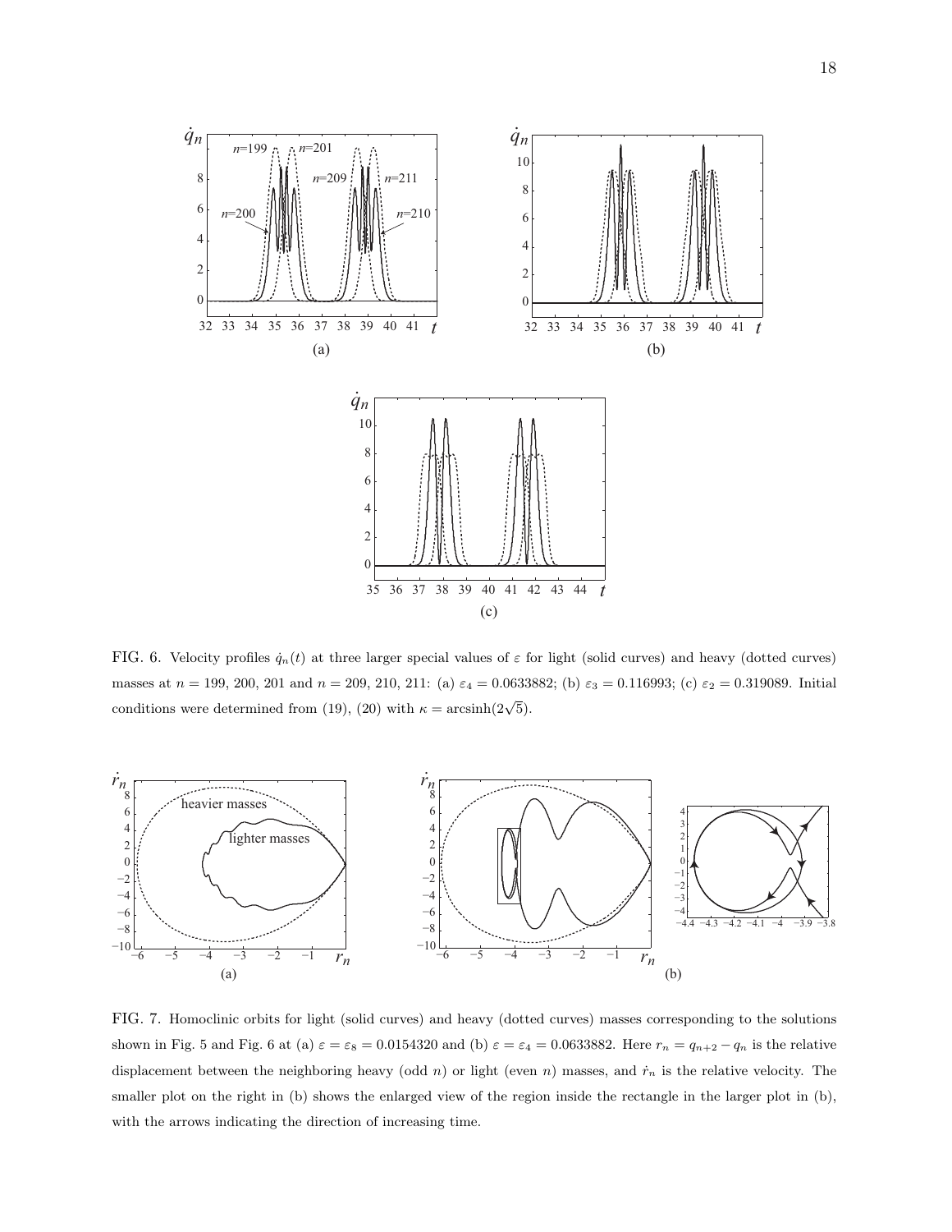FIG. 6. Velocity profiles $\dot{q}_n(t)$ at three larger special values of $\varepsilon$ for light (solid curves) and heavy (dotted curves) masses at $n = 199$, 200, 201 and $n = 209$, 210, 211: (a) $\varepsilon_4 = 0.0633882$; (b) $\varepsilon_3 = 0.116993$; (c) $\varepsilon_2 = 0.319089$. Initial conditions were determined from (19), (20) with $\kappa = \text{arcsinh}(2\sqrt{5})$.

FIG. 7. Homoclinic orbits for light (solid curves) and heavy (dotted curves) masses corresponding to the solutions shown in Fig. 5 and Fig. 6 at (a) $\varepsilon = \varepsilon_8 = 0.0154320$ and (b) $\varepsilon = \varepsilon_4 = 0.0633882$. Here $r_n = q_{n+2} - q_n$ is the relative displacement between the neighboring heavy (odd $n$) or light (even $n$) masses, and $\dot{r}_n$ is the relative velocity. The smaller plot on the right in (b) shows the enlarged view of the region inside the rectangle in the larger plot in (b), with the arrows indicating the direction of increasing time.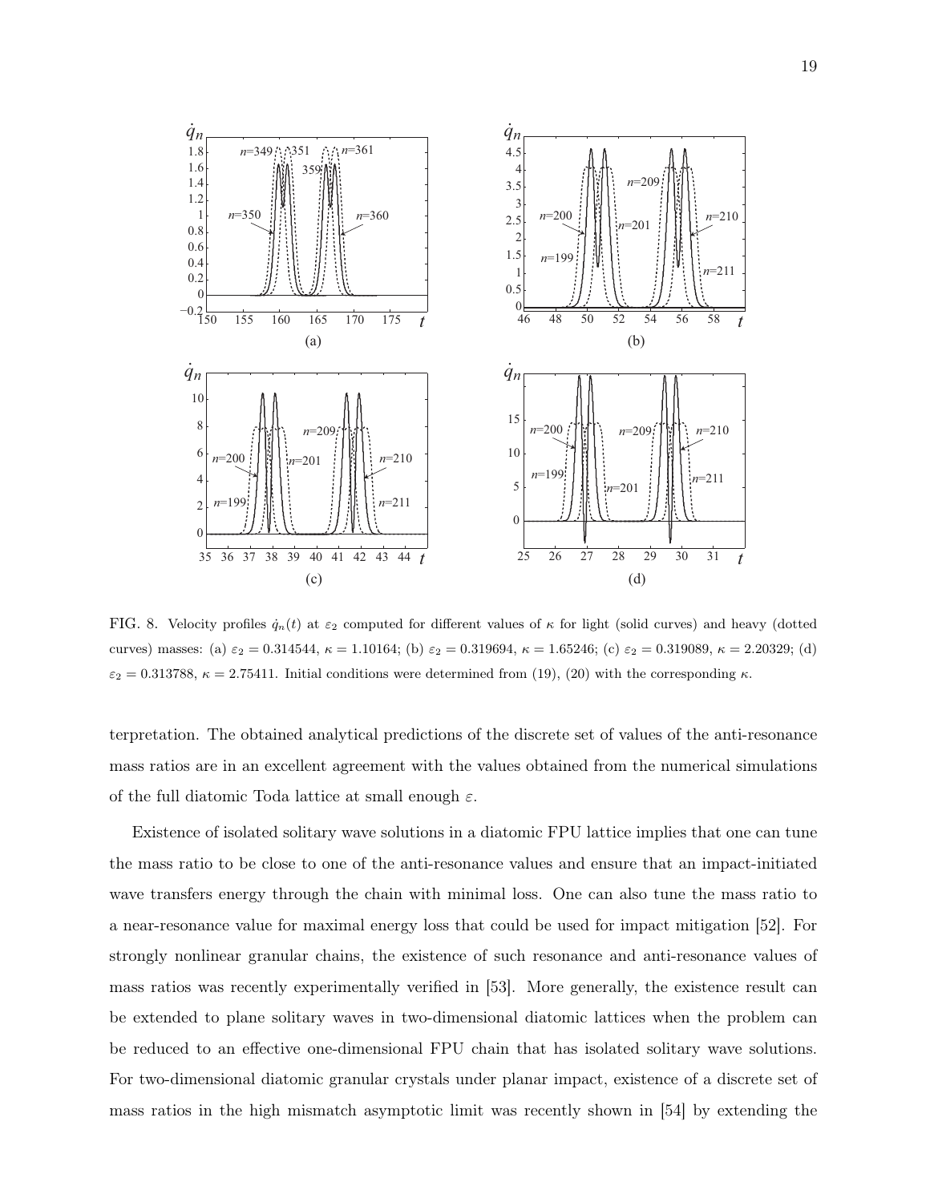FIG. 8. Velocity profiles $\dot{q}_n(t)$ at $\varepsilon_2$ computed for different values of $\kappa$ for light (solid curves) and heavy (dotted curves) masses: (a) $\varepsilon_2 = 0.314544$, $\kappa = 1.10164$; (b) $\varepsilon_2 = 0.319694$, $\kappa = 1.65246$; (c) $\varepsilon_2 = 0.319089$, $\kappa = 2.20329$; (d) $\varepsilon_2 = 0.313788$, $\kappa = 2.75411$. Initial conditions were determined from (19), (20) with the corresponding $\kappa$.

terpretation. The obtained analytical predictions of the discrete set of values of the anti-resonance mass ratios are in an excellent agreement with the values obtained from the numerical simulations of the full diatomic Toda lattice at small enough $\varepsilon$.

Existence of isolated solitary wave solutions in a diatomic FPU lattice implies that one can tune the mass ratio to be close to one of the anti-resonance values and ensure that an impact-initiated wave transfers energy through the chain with minimal loss. One can also tune the mass ratio to a near-resonance value for maximal energy loss that could be used for impact mitigation [52]. For strongly nonlinear granular chains, the existence of such resonance and anti-resonance values of mass ratios was recently experimentally verified in [53]. More generally, the existence result can be extended to plane solitary waves in two-dimensional diatomic lattices when the problem can be reduced to an effective one-dimensional FPU chain that has isolated solitary wave solutions. For two-dimensional diatomic granular crystals under planar impact, existence of a discrete set of mass ratios in the high mismatch asymptotic limit was recently shown in [54] by extending the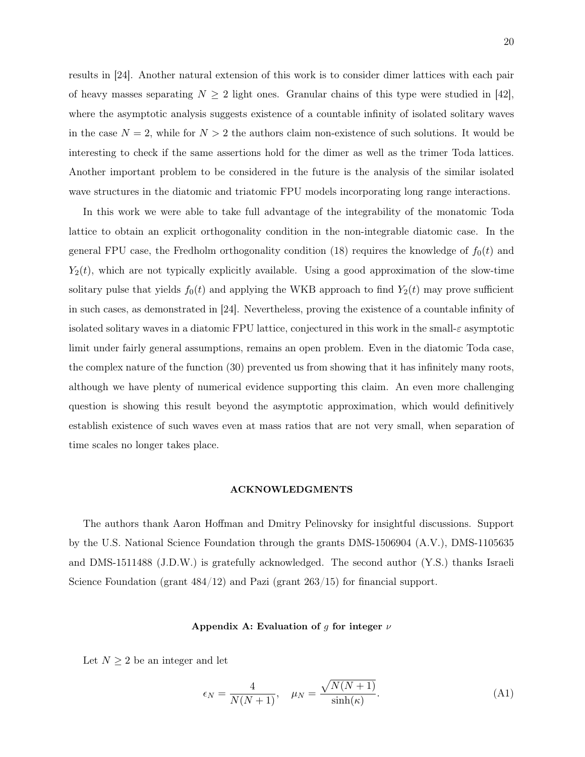results in [24]. Another natural extension of this work is to consider dimer lattices with each pair of heavy masses separating $N \geq 2$ light ones. Granular chains of this type were studied in [42], where the asymptotic analysis suggests existence of a countable infinity of isolated solitary waves in the case $N = 2$, while for $N > 2$ the authors claim non-existence of such solutions. It would be interesting to check if the same assertions hold for the dimer as well as the trimer Toda lattices. Another important problem to be considered in the future is the analysis of the similar isolated wave structures in the diatomic and triatomic FPU models incorporating long range interactions.

In this work we were able to take full advantage of the integrability of the monatomic Toda lattice to obtain an explicit orthogonality condition in the non-integrable diatomic case. In the general FPU case, the Fredholm orthogonality condition (18) requires the knowledge of $f_0(t)$ and $Y_2(t)$, which are not typically explicitly available. Using a good approximation of the slow-time solitary pulse that yields $f_0(t)$ and applying the WKB approach to find $Y_2(t)$ may prove sufficient in such cases, as demonstrated in [24]. Nevertheless, proving the existence of a countable infinity of isolated solitary waves in a diatomic FPU lattice, conjectured in this work in the small-$\varepsilon$ asymptotic limit under fairly general assumptions, remains an open problem. Even in the diatomic Toda case, the complex nature of the function (30) prevented us from showing that it has infinitely many roots, although we have plenty of numerical evidence supporting this claim. An even more challenging question is showing this result beyond the asymptotic approximation, which would definitively establish existence of such waves even at mass ratios that are not very small, when separation of time scales no longer takes place.

## ACKNOWLEDGMENTS

The authors thank Aaron Hoffman and Dmitry Pelinovsky for insightful discussions. Support by the U.S. National Science Foundation through the grants DMS-1506904 (A.V.), DMS-1105635 and DMS-1511488 (J.D.W.) is gratefully acknowledged. The second author (Y.S.) thanks Israeli Science Foundation (grant 484/12) and Pazi (grant 263/15) for financial support.

## Appendix A: Evaluation of $g$ for integer $\nu$

Let $N \geq 2$ be an integer and let

$$\epsilon_N = \frac{4}{N(N+1)}, \quad \mu_N = \frac{\sqrt{N(N+1)}}{\sinh(\kappa)}. \tag{A1}$$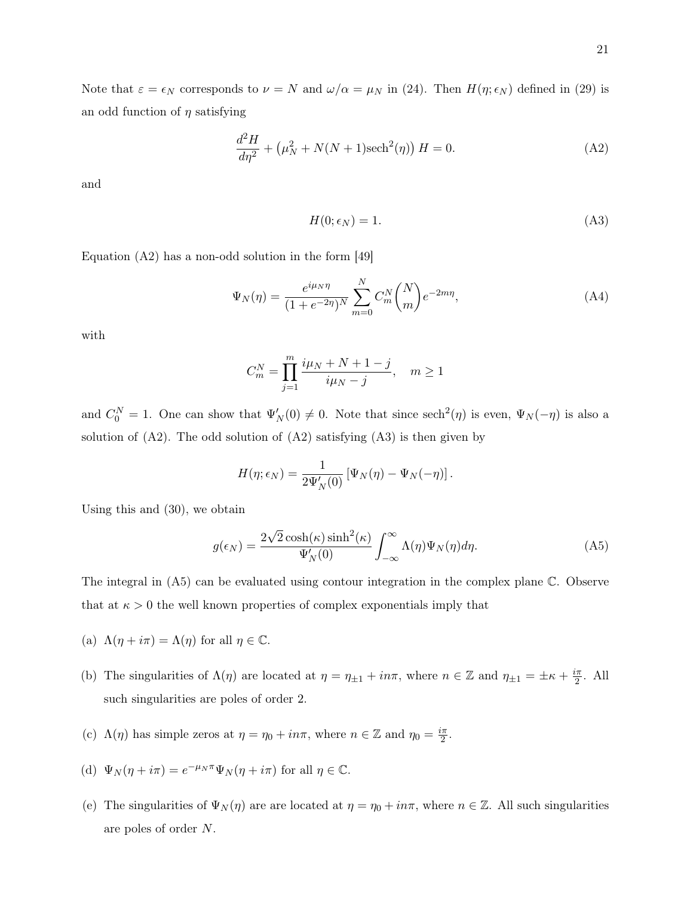Note that $\varepsilon = \epsilon_N$ corresponds to $\nu = N$ and $\omega/\alpha = \mu_N$ in (24). Then $H(\eta; \epsilon_N)$ defined in (29) is an odd function of $\eta$ satisfying

$$\frac{d^2 H}{d\eta^2} + \left(\mu_N^2 + N(N+1)\text{sech}^2(\eta)\right) H = 0. \tag{A2}$$

and

$$H(0; \epsilon_N) = 1. \tag{A3}$$

Equation (A2) has a non-odd solution in the form [49]

$$\Psi_N(\eta) = \frac{e^{i\mu_N \eta}}{(1 + e^{-2\eta})^N} \sum_{m=0}^{N} C_m^N \binom{N}{m} e^{-2m\eta}, \tag{A4}$$

with

$$C_m^N = \prod_{j=1}^{m} \frac{i\mu_N + N + 1 - j}{i\mu_N - j}, \quad m \geq 1$$

and $C_0^N = 1$. One can show that $\Psi_N'(0) \neq 0$. Note that since $\text{sech}^2(\eta)$ is even, $\Psi_N(-\eta)$ is also a solution of (A2). The odd solution of (A2) satisfying (A3) is then given by

$$H(\eta; \epsilon_N) = \frac{1}{2\Psi_N'(0)} \left[\Psi_N(\eta) - \Psi_N(-\eta)\right].$$

Using this and (30), we obtain

$$g(\epsilon_N) = \frac{2\sqrt{2}\cosh(\kappa)\sinh^2(\kappa)}{\Psi_N'(0)} \int_{-\infty}^{\infty} \Lambda(\eta)\Psi_N(\eta) d\eta. \tag{A5}$$

The integral in (A5) can be evaluated using contour integration in the complex plane $\mathbb{C}$. Observe that at $\kappa > 0$ the well known properties of complex exponentials imply that

(a) $\Lambda(\eta + i\pi) = \Lambda(\eta)$ for all $\eta \in \mathbb{C}$.

(b) The singularities of $\Lambda(\eta)$ are located at $\eta = \eta_{\pm 1} + in\pi$, where $n \in \mathbb{Z}$ and $\eta_{\pm 1} = \pm\kappa + \frac{i\pi}{2}$. All such singularities are poles of order 2.

(c) $\Lambda(\eta)$ has simple zeros at $\eta = \eta_0 + in\pi$, where $n \in \mathbb{Z}$ and $\eta_0 = \frac{i\pi}{2}$.

(d) $\Psi_N(\eta + i\pi) = e^{-\mu_N \pi}\Psi_N(\eta + i\pi)$ for all $\eta \in \mathbb{C}$.

(e) The singularities of $\Psi_N(\eta)$ are are located at $\eta = \eta_0 + in\pi$, where $n \in \mathbb{Z}$. All such singularities are poles of order $N$.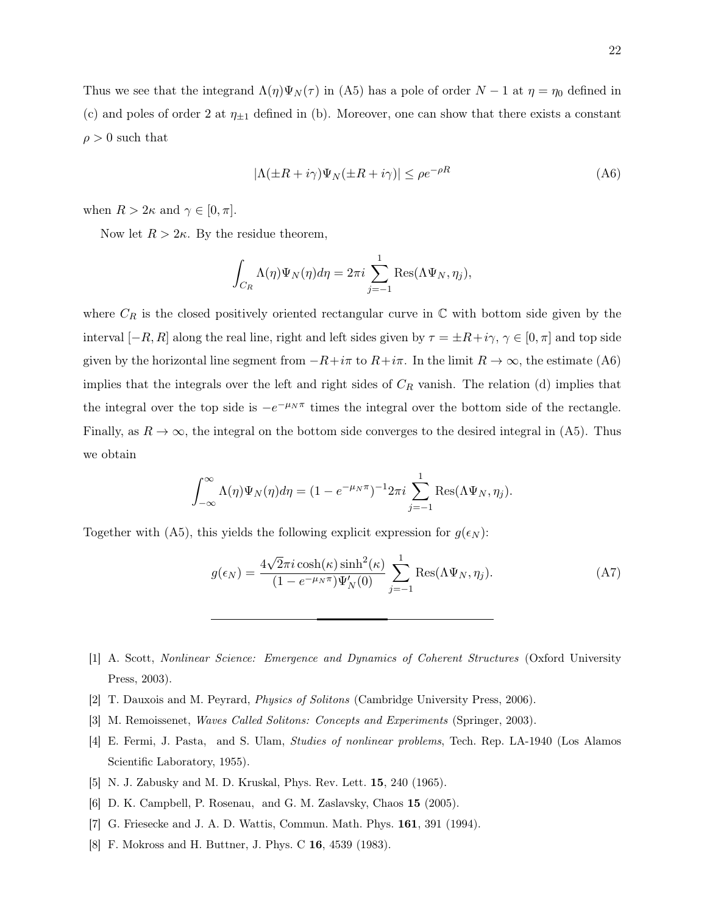Thus we see that the integrand $\Lambda(\eta)\Psi_N(\tau)$ in (A5) has a pole of order $N-1$ at $\eta = \eta_0$ defined in (c) and poles of order 2 at $\eta_{\pm 1}$ defined in (b). Moreover, one can show that there exists a constant $\rho > 0$ such that

$$|\Lambda(\pm R + i\gamma)\Psi_N(\pm R + i\gamma)| \leq \rho e^{-\rho R} \tag{A6}$$

when $R > 2\kappa$ and $\gamma \in [0, \pi]$.

Now let $R > 2\kappa$. By the residue theorem,

$$\int_{C_R} \Lambda(\eta)\Psi_N(\eta)d\eta = 2\pi i \sum_{j=-1}^{1} \text{Res}(\Lambda\Psi_N, \eta_j),$$

where $C_R$ is the closed positively oriented rectangular curve in $\mathbb{C}$ with bottom side given by the interval $[-R, R]$ along the real line, right and left sides given by $\tau = \pm R + i\gamma$, $\gamma \in [0, \pi]$ and top side given by the horizontal line segment from $-R + i\pi$ to $R + i\pi$. In the limit $R \to \infty$, the estimate (A6) implies that the integrals over the left and right sides of $C_R$ vanish. The relation (d) implies that the integral over the top side is $-e^{-\mu_N \pi}$ times the integral over the bottom side of the rectangle. Finally, as $R \to \infty$, the integral on the bottom side converges to the desired integral in (A5). Thus we obtain

$$\int_{-\infty}^{\infty} \Lambda(\eta)\Psi_N(\eta)d\eta = (1 - e^{-\mu_N \pi})^{-1} 2\pi i \sum_{j=-1}^{1} \text{Res}(\Lambda\Psi_N, \eta_j).$$

Together with (A5), this yields the following explicit expression for $g(\epsilon_N)$:

$$g(\epsilon_N) = \frac{4\sqrt{2}\pi i \cosh(\kappa)\sinh^2(\kappa)}{(1 - e^{-\mu_N \pi})\Psi_N'(0)} \sum_{j=-1}^{1} \text{Res}(\Lambda\Psi_N, \eta_j). \tag{A7}$$

---

[1] A. Scott, *Nonlinear Science: Emergence and Dynamics of Coherent Structures* (Oxford University Press, 2003).

[2] T. Dauxois and M. Peyrard, *Physics of Solitons* (Cambridge University Press, 2006).

[3] M. Remoissenet, *Waves Called Solitons: Concepts and Experiments* (Springer, 2003).

[4] E. Fermi, J. Pasta, and S. Ulam, *Studies of nonlinear problems*, Tech. Rep. LA-1940 (Los Alamos Scientific Laboratory, 1955).

[5] N. J. Zabusky and M. D. Kruskal, Phys. Rev. Lett. **15**, 240 (1965).

[6] D. K. Campbell, P. Rosenau, and G. M. Zaslavsky, Chaos **15** (2005).

[7] G. Friesecke and J. A. D. Wattis, Commun. Math. Phys. **161**, 391 (1994).

[8] F. Mokross and H. Buttner, J. Phys. C **16**, 4539 (1983).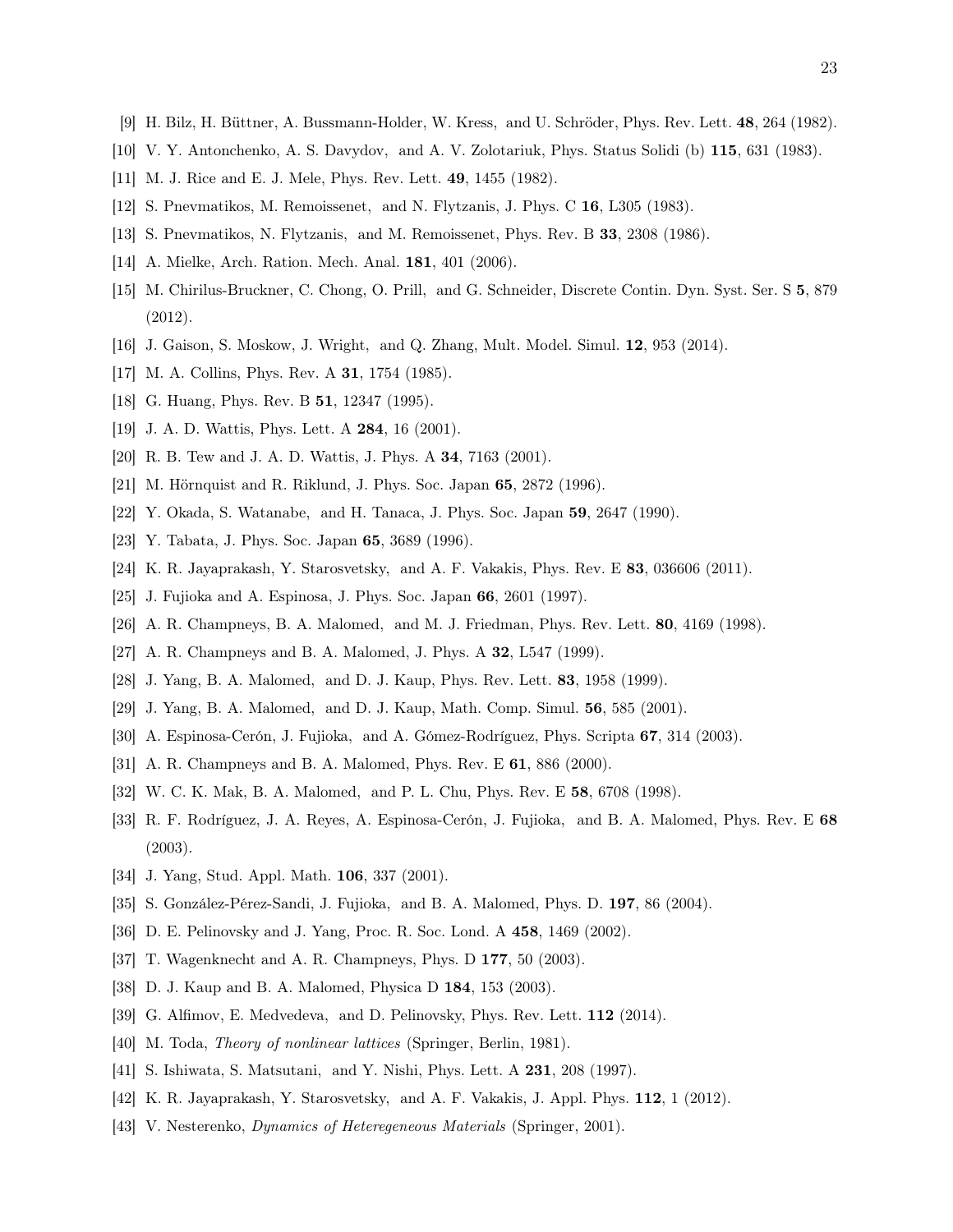[9] H. Bilz, H. Büttner, A. Bussmann-Holder, W. Kress, and U. Schröder, Phys. Rev. Lett. **48**, 264 (1982).

[10] V. Y. Antonchenko, A. S. Davydov, and A. V. Zolotariuk, Phys. Status Solidi (b) **115**, 631 (1983).

[11] M. J. Rice and E. J. Mele, Phys. Rev. Lett. **49**, 1455 (1982).

[12] S. Pnevmatikos, M. Remoissenet, and N. Flytzanis, J. Phys. C **16**, L305 (1983).

[13] S. Pnevmatikos, N. Flytzanis, and M. Remoissenet, Phys. Rev. B **33**, 2308 (1986).

[14] A. Mielke, Arch. Ration. Mech. Anal. **181**, 401 (2006).

[15] M. Chirilus-Bruckner, C. Chong, O. Prill, and G. Schneider, Discrete Contin. Dyn. Syst. Ser. S **5**, 879 (2012).

[16] J. Gaison, S. Moskow, J. Wright, and Q. Zhang, Mult. Model. Simul. **12**, 953 (2014).

[17] M. A. Collins, Phys. Rev. A **31**, 1754 (1985).

[18] G. Huang, Phys. Rev. B **51**, 12347 (1995).

[19] J. A. D. Wattis, Phys. Lett. A **284**, 16 (2001).

[20] R. B. Tew and J. A. D. Wattis, J. Phys. A **34**, 7163 (2001).

[21] M. Hörnquist and R. Riklund, J. Phys. Soc. Japan **65**, 2872 (1996).

[22] Y. Okada, S. Watanabe, and H. Tanaca, J. Phys. Soc. Japan **59**, 2647 (1990).

[23] Y. Tabata, J. Phys. Soc. Japan **65**, 3689 (1996).

[24] K. R. Jayaprakash, Y. Starosvetsky, and A. F. Vakakis, Phys. Rev. E **83**, 036606 (2011).

[25] J. Fujioka and A. Espinosa, J. Phys. Soc. Japan **66**, 2601 (1997).

[26] A. R. Champneys, B. A. Malomed, and M. J. Friedman, Phys. Rev. Lett. **80**, 4169 (1998).

[27] A. R. Champneys and B. A. Malomed, J. Phys. A **32**, L547 (1999).

[28] J. Yang, B. A. Malomed, and D. J. Kaup, Phys. Rev. Lett. **83**, 1958 (1999).

[29] J. Yang, B. A. Malomed, and D. J. Kaup, Math. Comp. Simul. **56**, 585 (2001).

[30] A. Espinosa-Cerón, J. Fujioka, and A. Gómez-Rodríguez, Phys. Scripta **67**, 314 (2003).

[31] A. R. Champneys and B. A. Malomed, Phys. Rev. E **61**, 886 (2000).

[32] W. C. K. Mak, B. A. Malomed, and P. L. Chu, Phys. Rev. E **58**, 6708 (1998).

[33] R. F. Rodríguez, J. A. Reyes, A. Espinosa-Cerón, J. Fujioka, and B. A. Malomed, Phys. Rev. E **68** (2003).

[34] J. Yang, Stud. Appl. Math. **106**, 337 (2001).

[35] S. González-Pérez-Sandi, J. Fujioka, and B. A. Malomed, Phys. D. **197**, 86 (2004).

[36] D. E. Pelinovsky and J. Yang, Proc. R. Soc. Lond. A **458**, 1469 (2002).

[37] T. Wagenknecht and A. R. Champneys, Phys. D **177**, 50 (2003).

[38] D. J. Kaup and B. A. Malomed, Physica D **184**, 153 (2003).

[39] G. Alfimov, E. Medvedeva, and D. Pelinovsky, Phys. Rev. Lett. **112** (2014).

[40] M. Toda, *Theory of nonlinear lattices* (Springer, Berlin, 1981).

[41] S. Ishiwata, S. Matsutani, and Y. Nishi, Phys. Lett. A **231**, 208 (1997).

[42] K. R. Jayaprakash, Y. Starosvetsky, and A. F. Vakakis, J. Appl. Phys. **112**, 1 (2012).

[43] V. Nesterenko, *Dynamics of Heteregeneous Materials* (Springer, 2001).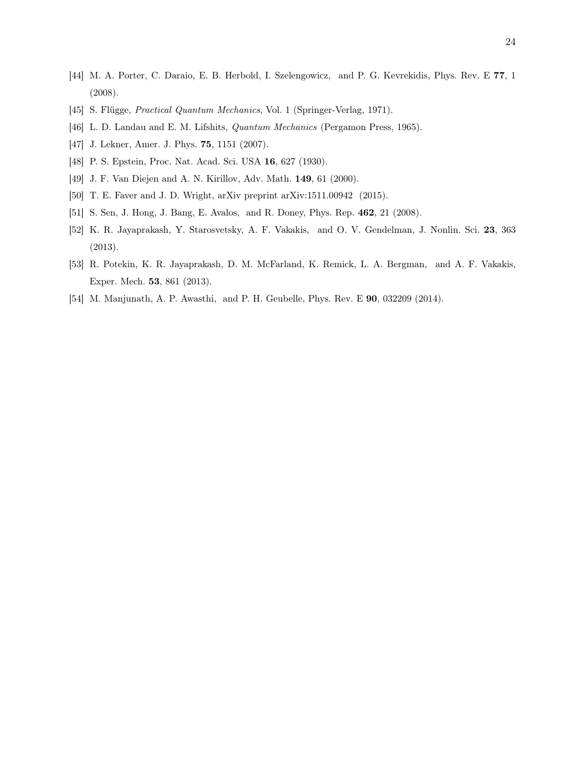[44] M. A. Porter, C. Daraio, E. B. Herbold, I. Szelengowicz, and P. G. Kevrekidis, Phys. Rev. E **77**, 1 (2008).

[45] S. Flügge, *Practical Quantum Mechanics*, Vol. 1 (Springer-Verlag, 1971).

[46] L. D. Landau and E. M. Lifshits, *Quantum Mechanics* (Pergamon Press, 1965).

[47] J. Lekner, Amer. J. Phys. **75**, 1151 (2007).

[48] P. S. Epstein, Proc. Nat. Acad. Sci. USA **16**, 627 (1930).

[49] J. F. Van Diejen and A. N. Kirillov, Adv. Math. **149**, 61 (2000).

[50] T. E. Faver and J. D. Wright, arXiv preprint arXiv:1511.00942 (2015).

[51] S. Sen, J. Hong, J. Bang, E. Avalos, and R. Doney, Phys. Rep. **462**, 21 (2008).

[52] K. R. Jayaprakash, Y. Starosvetsky, A. F. Vakakis, and O. V. Gendelman, J. Nonlin. Sci. **23**, 363 (2013).

[53] R. Potekin, K. R. Jayaprakash, D. M. McFarland, K. Remick, L. A. Bergman, and A. F. Vakakis, Exper. Mech. **53**, 861 (2013).

[54] M. Manjunath, A. P. Awasthi, and P. H. Geubelle, Phys. Rev. E **90**, 032209 (2014).